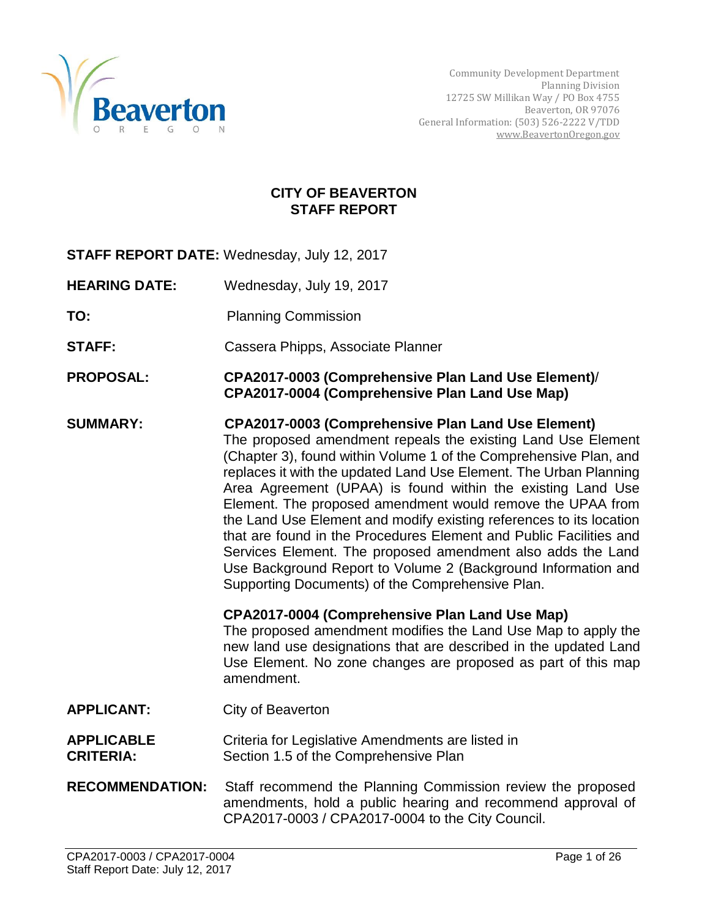Community Development Department
Planning Division
12725 SW Millikan Way / PO Box 4755
Beaverton, OR 97076
General Information: (503) 526-2222 V/TDD
www.BeavertonOregon.gov

# CITY OF BEAVERTON
# STAFF REPORT

**STAFF REPORT DATE:** Wednesday, July 12, 2017

**HEARING DATE:** Wednesday, July 19, 2017

**TO:** Planning Commission

**STAFF:** Cassera Phipps, Associate Planner

**PROPOSAL:** **CPA2017-0003 (Comprehensive Plan Land Use Element)/ CPA2017-0004 (Comprehensive Plan Land Use Map)**

**SUMMARY:**

**CPA2017-0003 (Comprehensive Plan Land Use Element)**
The proposed amendment repeals the existing Land Use Element (Chapter 3), found within Volume 1 of the Comprehensive Plan, and replaces it with the updated Land Use Element. The Urban Planning Area Agreement (UPAA) is found within the existing Land Use Element. The proposed amendment would remove the UPAA from the Land Use Element and modify existing references to its location that are found in the Procedures Element and Public Facilities and Services Element. The proposed amendment also adds the Land Use Background Report to Volume 2 (Background Information and Supporting Documents) of the Comprehensive Plan.

**CPA2017-0004 (Comprehensive Plan Land Use Map)**
The proposed amendment modifies the Land Use Map to apply the new land use designations that are described in the updated Land Use Element. No zone changes are proposed as part of this map amendment.

**APPLICANT:** City of Beaverton

**APPLICABLE CRITERIA:** Criteria for Legislative Amendments are listed in Section 1.5 of the Comprehensive Plan

**RECOMMENDATION:** Staff recommend the Planning Commission review the proposed amendments, hold a public hearing and recommend approval of CPA2017-0003 / CPA2017-0004 to the City Council.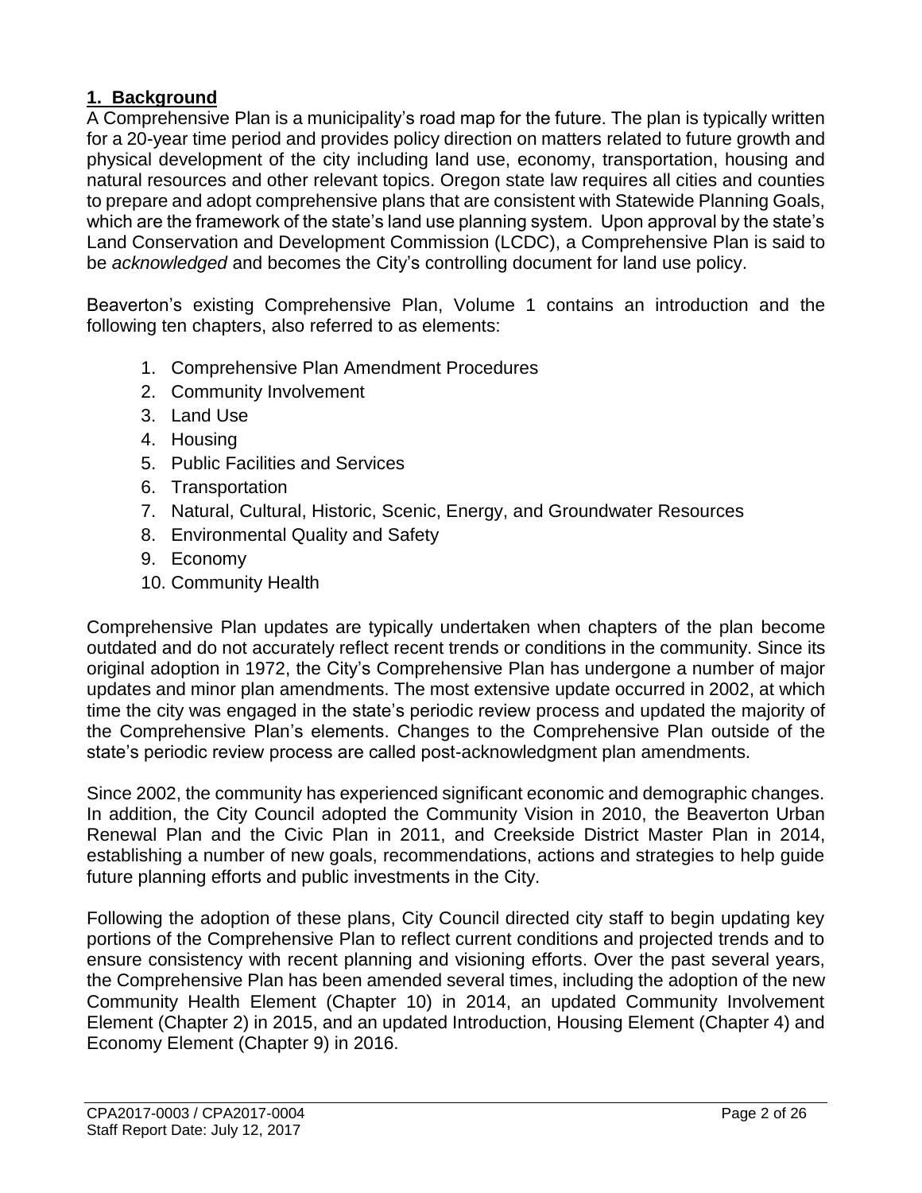## 1. Background

A Comprehensive Plan is a municipality's road map for the future. The plan is typically written for a 20-year time period and provides policy direction on matters related to future growth and physical development of the city including land use, economy, transportation, housing and natural resources and other relevant topics. Oregon state law requires all cities and counties to prepare and adopt comprehensive plans that are consistent with Statewide Planning Goals, which are the framework of the state's land use planning system. Upon approval by the state's Land Conservation and Development Commission (LCDC), a Comprehensive Plan is said to be *acknowledged* and becomes the City's controlling document for land use policy.

Beaverton's existing Comprehensive Plan, Volume 1 contains an introduction and the following ten chapters, also referred to as elements:

1. Comprehensive Plan Amendment Procedures
2. Community Involvement
3. Land Use
4. Housing
5. Public Facilities and Services
6. Transportation
7. Natural, Cultural, Historic, Scenic, Energy, and Groundwater Resources
8. Environmental Quality and Safety
9. Economy
10. Community Health

Comprehensive Plan updates are typically undertaken when chapters of the plan become outdated and do not accurately reflect recent trends or conditions in the community. Since its original adoption in 1972, the City's Comprehensive Plan has undergone a number of major updates and minor plan amendments. The most extensive update occurred in 2002, at which time the city was engaged in the state's periodic review process and updated the majority of the Comprehensive Plan's elements. Changes to the Comprehensive Plan outside of the state's periodic review process are called post-acknowledgment plan amendments.

Since 2002, the community has experienced significant economic and demographic changes. In addition, the City Council adopted the Community Vision in 2010, the Beaverton Urban Renewal Plan and the Civic Plan in 2011, and Creekside District Master Plan in 2014, establishing a number of new goals, recommendations, actions and strategies to help guide future planning efforts and public investments in the City.

Following the adoption of these plans, City Council directed city staff to begin updating key portions of the Comprehensive Plan to reflect current conditions and projected trends and to ensure consistency with recent planning and visioning efforts. Over the past several years, the Comprehensive Plan has been amended several times, including the adoption of the new Community Health Element (Chapter 10) in 2014, an updated Community Involvement Element (Chapter 2) in 2015, and an updated Introduction, Housing Element (Chapter 4) and Economy Element (Chapter 9) in 2016.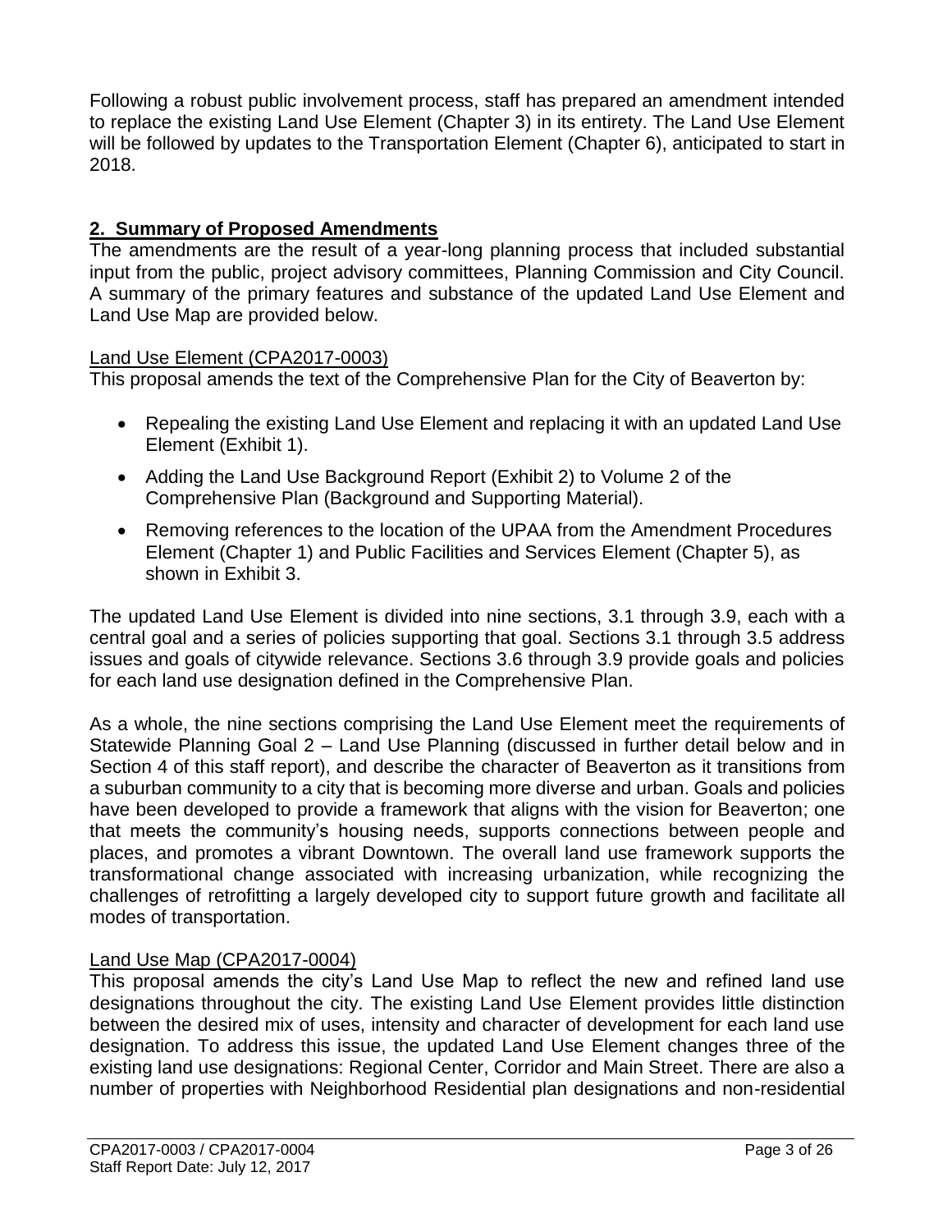Following a robust public involvement process, staff has prepared an amendment intended to replace the existing Land Use Element (Chapter 3) in its entirety. The Land Use Element will be followed by updates to the Transportation Element (Chapter 6), anticipated to start in 2018.

## 2. Summary of Proposed Amendments

The amendments are the result of a year-long planning process that included substantial input from the public, project advisory committees, Planning Commission and City Council. A summary of the primary features and substance of the updated Land Use Element and Land Use Map are provided below.

### Land Use Element (CPA2017-0003)

This proposal amends the text of the Comprehensive Plan for the City of Beaverton by:

- Repealing the existing Land Use Element and replacing it with an updated Land Use Element (Exhibit 1).
- Adding the Land Use Background Report (Exhibit 2) to Volume 2 of the Comprehensive Plan (Background and Supporting Material).
- Removing references to the location of the UPAA from the Amendment Procedures Element (Chapter 1) and Public Facilities and Services Element (Chapter 5), as shown in Exhibit 3.

The updated Land Use Element is divided into nine sections, 3.1 through 3.9, each with a central goal and a series of policies supporting that goal. Sections 3.1 through 3.5 address issues and goals of citywide relevance. Sections 3.6 through 3.9 provide goals and policies for each land use designation defined in the Comprehensive Plan.

As a whole, the nine sections comprising the Land Use Element meet the requirements of Statewide Planning Goal 2 – Land Use Planning (discussed in further detail below and in Section 4 of this staff report), and describe the character of Beaverton as it transitions from a suburban community to a city that is becoming more diverse and urban. Goals and policies have been developed to provide a framework that aligns with the vision for Beaverton; one that meets the community's housing needs, supports connections between people and places, and promotes a vibrant Downtown. The overall land use framework supports the transformational change associated with increasing urbanization, while recognizing the challenges of retrofitting a largely developed city to support future growth and facilitate all modes of transportation.

### Land Use Map (CPA2017-0004)

This proposal amends the city's Land Use Map to reflect the new and refined land use designations throughout the city. The existing Land Use Element provides little distinction between the desired mix of uses, intensity and character of development for each land use designation. To address this issue, the updated Land Use Element changes three of the existing land use designations: Regional Center, Corridor and Main Street. There are also a number of properties with Neighborhood Residential plan designations and non-residential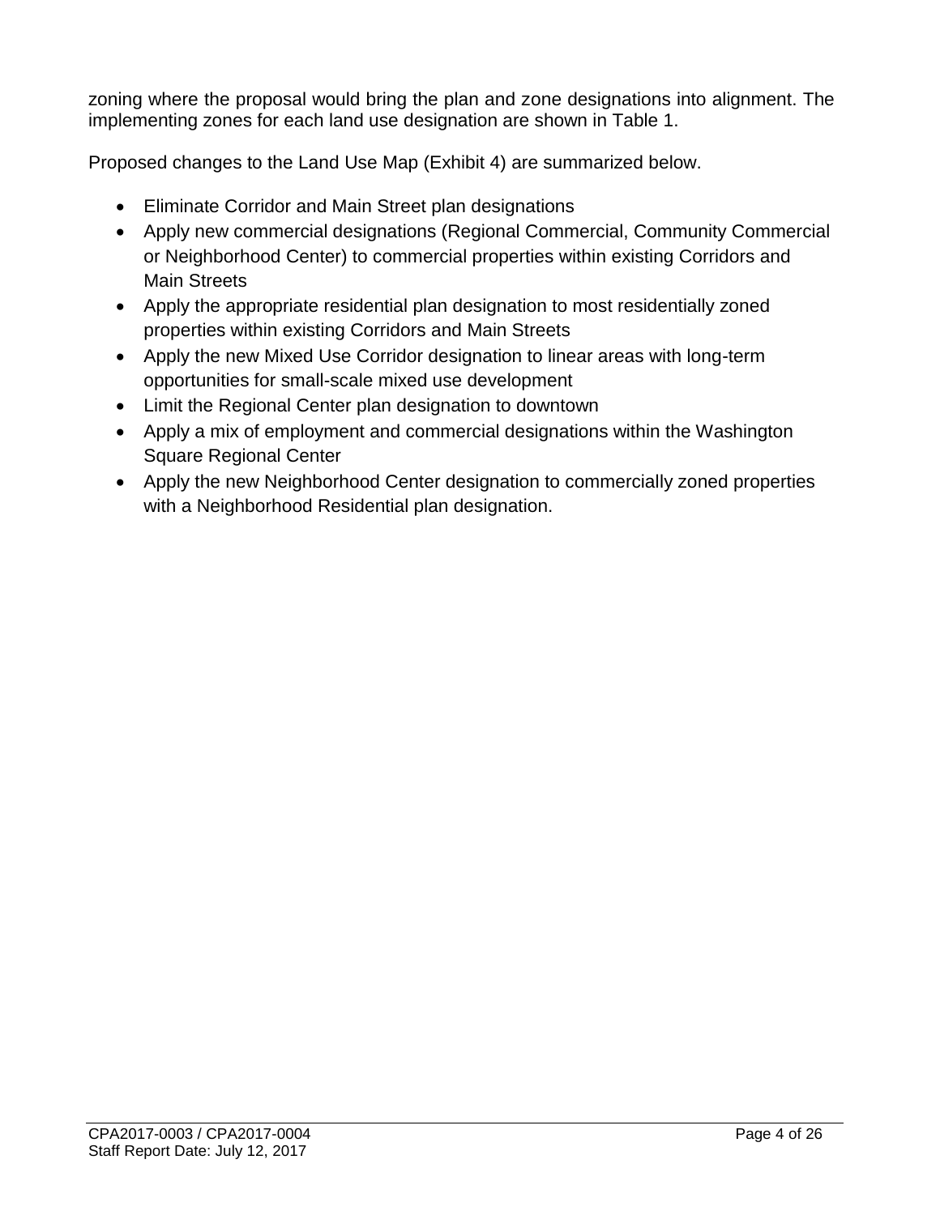zoning where the proposal would bring the plan and zone designations into alignment. The implementing zones for each land use designation are shown in Table 1.

Proposed changes to the Land Use Map (Exhibit 4) are summarized below.

- Eliminate Corridor and Main Street plan designations
- Apply new commercial designations (Regional Commercial, Community Commercial or Neighborhood Center) to commercial properties within existing Corridors and Main Streets
- Apply the appropriate residential plan designation to most residentially zoned properties within existing Corridors and Main Streets
- Apply the new Mixed Use Corridor designation to linear areas with long-term opportunities for small-scale mixed use development
- Limit the Regional Center plan designation to downtown
- Apply a mix of employment and commercial designations within the Washington Square Regional Center
- Apply the new Neighborhood Center designation to commercially zoned properties with a Neighborhood Residential plan designation.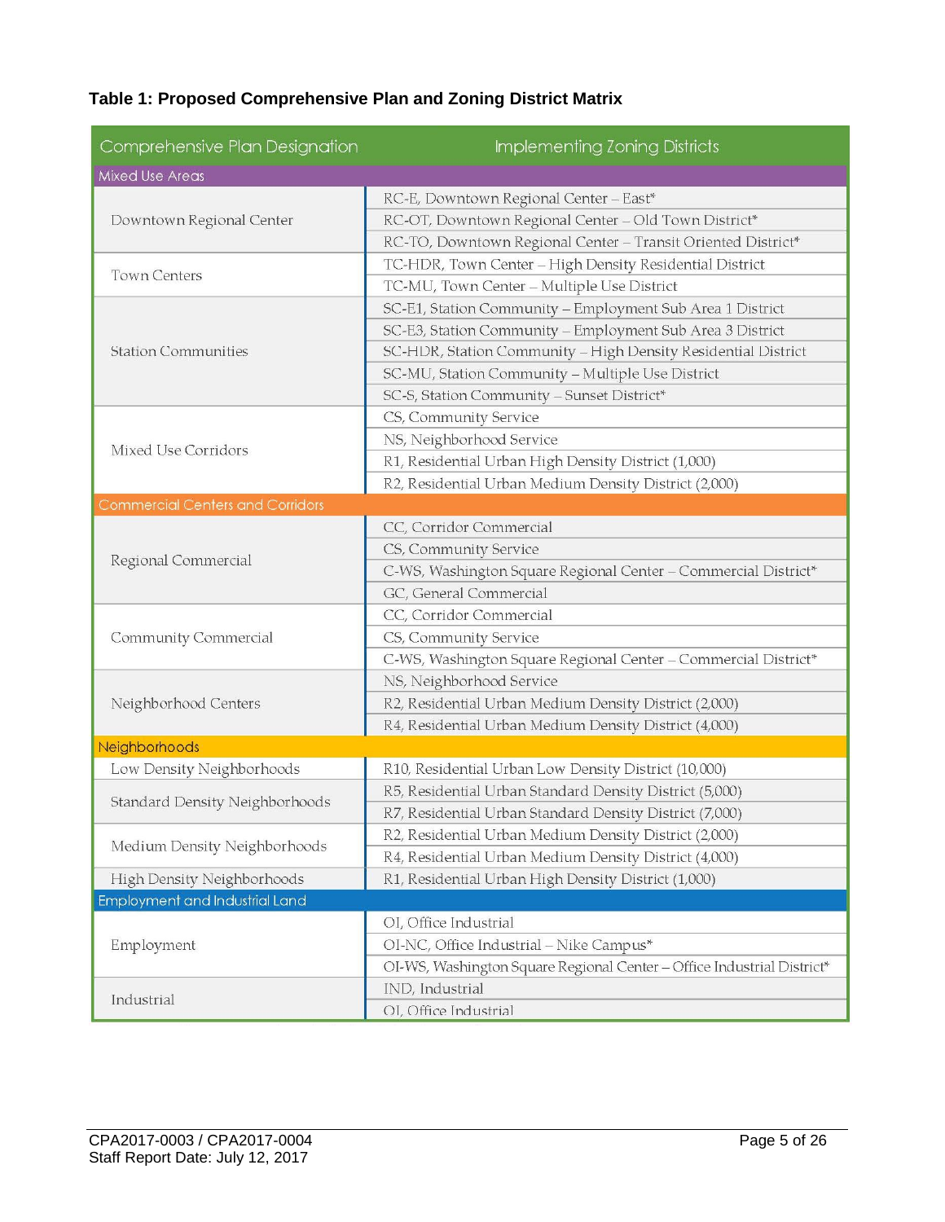**Table 1: Proposed Comprehensive Plan and Zoning District Matrix**

| Comprehensive Plan Designation | Implementing Zoning Districts |
|---|---|
| **Mixed Use Areas** | |
| Downtown Regional Center | RC-E, Downtown Regional Center – East* |
| | RC-OT, Downtown Regional Center – Old Town District* |
| | RC-TO, Downtown Regional Center – Transit Oriented District* |
| Town Centers | TC-HDR, Town Center – High Density Residential District |
| | TC-MU, Town Center – Multiple Use District |
| Station Communities | SC-E1, Station Community – Employment Sub Area 1 District |
| | SC-E3, Station Community – Employment Sub Area 3 District |
| | SC-HDR, Station Community – High Density Residential District |
| | SC-MU, Station Community – Multiple Use District |
| | SC-S, Station Community – Sunset District* |
| Mixed Use Corridors | CS, Community Service |
| | NS, Neighborhood Service |
| | R1, Residential Urban High Density District (1,000) |
| | R2, Residential Urban Medium Density District (2,000) |
| **Commercial Centers and Corridors** | |
| Regional Commercial | CC, Corridor Commercial |
| | CS, Community Service |
| | C-WS, Washington Square Regional Center – Commercial District* |
| | GC, General Commercial |
| Community Commercial | CC, Corridor Commercial |
| | CS, Community Service |
| | C-WS, Washington Square Regional Center – Commercial District* |
| Neighborhood Centers | NS, Neighborhood Service |
| | R2, Residential Urban Medium Density District (2,000) |
| | R4, Residential Urban Medium Density District (4,000) |
| **Neighborhoods** | |
| Low Density Neighborhoods | R10, Residential Urban Low Density District (10,000) |
| Standard Density Neighborhoods | R5, Residential Urban Standard Density District (5,000) |
| | R7, Residential Urban Standard Density District (7,000) |
| Medium Density Neighborhoods | R2, Residential Urban Medium Density District (2,000) |
| | R4, Residential Urban Medium Density District (4,000) |
| High Density Neighborhoods | R1, Residential Urban High Density District (1,000) |
| **Employment and Industrial Land** | |
| Employment | OI, Office Industrial |
| | OI-NC, Office Industrial – Nike Campus* |
| | OI-WS, Washington Square Regional Center – Office Industrial District* |
| Industrial | IND, Industrial |
| | OI, Office Industrial |

CPA2017-0003 / CPA2017-0004
Staff Report Date: July 12, 2017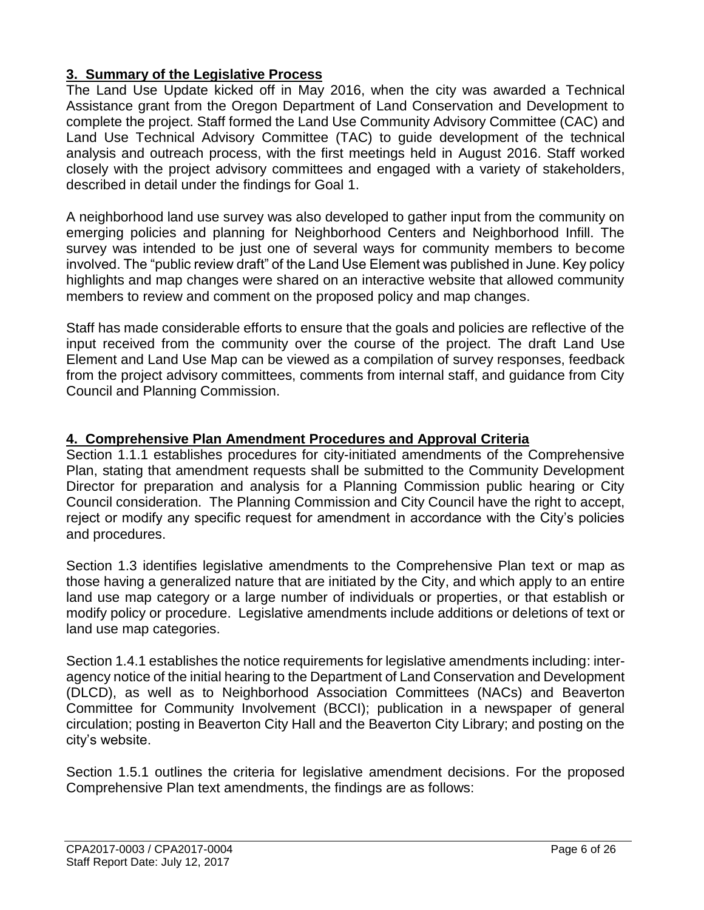## 3. Summary of the Legislative Process

The Land Use Update kicked off in May 2016, when the city was awarded a Technical Assistance grant from the Oregon Department of Land Conservation and Development to complete the project. Staff formed the Land Use Community Advisory Committee (CAC) and Land Use Technical Advisory Committee (TAC) to guide development of the technical analysis and outreach process, with the first meetings held in August 2016. Staff worked closely with the project advisory committees and engaged with a variety of stakeholders, described in detail under the findings for Goal 1.

A neighborhood land use survey was also developed to gather input from the community on emerging policies and planning for Neighborhood Centers and Neighborhood Infill. The survey was intended to be just one of several ways for community members to become involved. The "public review draft" of the Land Use Element was published in June. Key policy highlights and map changes were shared on an interactive website that allowed community members to review and comment on the proposed policy and map changes.

Staff has made considerable efforts to ensure that the goals and policies are reflective of the input received from the community over the course of the project. The draft Land Use Element and Land Use Map can be viewed as a compilation of survey responses, feedback from the project advisory committees, comments from internal staff, and guidance from City Council and Planning Commission.

## 4. Comprehensive Plan Amendment Procedures and Approval Criteria

Section 1.1.1 establishes procedures for city-initiated amendments of the Comprehensive Plan, stating that amendment requests shall be submitted to the Community Development Director for preparation and analysis for a Planning Commission public hearing or City Council consideration. The Planning Commission and City Council have the right to accept, reject or modify any specific request for amendment in accordance with the City's policies and procedures.

Section 1.3 identifies legislative amendments to the Comprehensive Plan text or map as those having a generalized nature that are initiated by the City, and which apply to an entire land use map category or a large number of individuals or properties, or that establish or modify policy or procedure. Legislative amendments include additions or deletions of text or land use map categories.

Section 1.4.1 establishes the notice requirements for legislative amendments including: inter-agency notice of the initial hearing to the Department of Land Conservation and Development (DLCD), as well as to Neighborhood Association Committees (NACs) and Beaverton Committee for Community Involvement (BCCI); publication in a newspaper of general circulation; posting in Beaverton City Hall and the Beaverton City Library; and posting on the city's website.

Section 1.5.1 outlines the criteria for legislative amendment decisions. For the proposed Comprehensive Plan text amendments, the findings are as follows: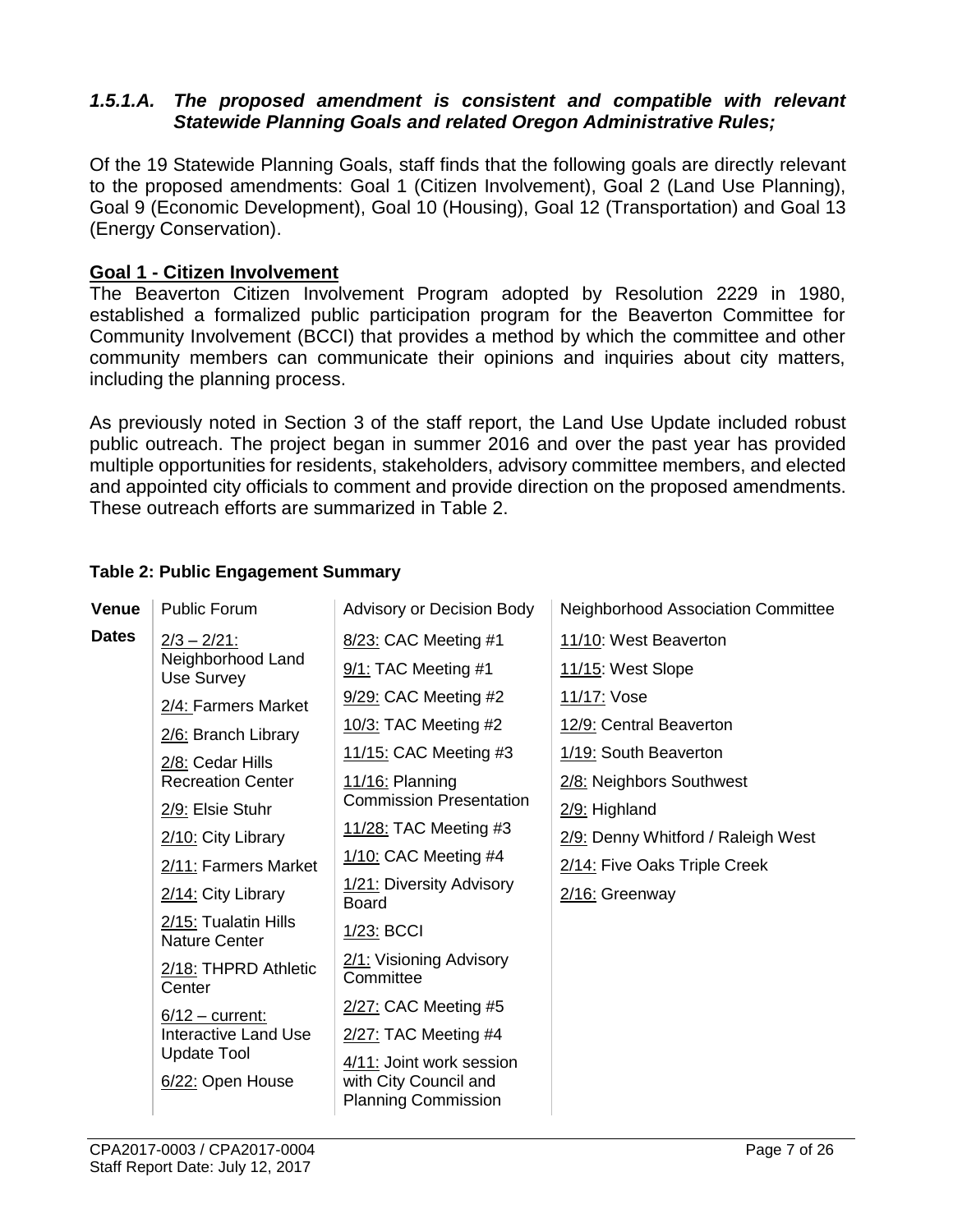### *1.5.1.A. The proposed amendment is consistent and compatible with relevant Statewide Planning Goals and related Oregon Administrative Rules;*

Of the 19 Statewide Planning Goals, staff finds that the following goals are directly relevant to the proposed amendments: Goal 1 (Citizen Involvement), Goal 2 (Land Use Planning), Goal 9 (Economic Development), Goal 10 (Housing), Goal 12 (Transportation) and Goal 13 (Energy Conservation).

**Goal 1 - Citizen Involvement**

The Beaverton Citizen Involvement Program adopted by Resolution 2229 in 1980, established a formalized public participation program for the Beaverton Committee for Community Involvement (BCCI) that provides a method by which the committee and other community members can communicate their opinions and inquiries about city matters, including the planning process.

As previously noted in Section 3 of the staff report, the Land Use Update included robust public outreach. The project began in summer 2016 and over the past year has provided multiple opportunities for residents, stakeholders, advisory committee members, and elected and appointed city officials to comment and provide direction on the proposed amendments. These outreach efforts are summarized in Table 2.

**Table 2: Public Engagement Summary**

| Venue | Public Forum | Advisory or Decision Body | Neighborhood Association Committee |
|---|---|---|---|
| Dates | 2/3 – 2/21: Neighborhood Land Use Survey | 8/23: CAC Meeting #1 | 11/10: West Beaverton |
| | 2/4: Farmers Market | 9/1: TAC Meeting #1 | 11/15: West Slope |
| | 2/6: Branch Library | 9/29: CAC Meeting #2 | 11/17: Vose |
| | 2/8: Cedar Hills Recreation Center | 10/3: TAC Meeting #2 | 12/9: Central Beaverton |
| | 2/9: Elsie Stuhr | 11/15: CAC Meeting #3 | 1/19: South Beaverton |
| | 2/10: City Library | 11/16: Planning Commission Presentation | 2/8: Neighbors Southwest |
| | 2/11: Farmers Market | 11/28: TAC Meeting #3 | 2/9: Highland |
| | 2/14: City Library | 1/10: CAC Meeting #4 | 2/9: Denny Whitford / Raleigh West |
| | 2/15: Tualatin Hills Nature Center | 1/21: Diversity Advisory Board | 2/14: Five Oaks Triple Creek |
| | 2/18: THPRD Athletic Center | 1/23: BCCI | 2/16: Greenway |
| | 6/12 – current: Interactive Land Use Update Tool | 2/1: Visioning Advisory Committee | |
| | 6/22: Open House | 2/27: CAC Meeting #5 | |
| | | 2/27: TAC Meeting #4 | |
| | | 4/11: Joint work session with City Council and Planning Commission | |

CPA2017-0003 / CPA2017-0004
Staff Report Date: July 12, 2017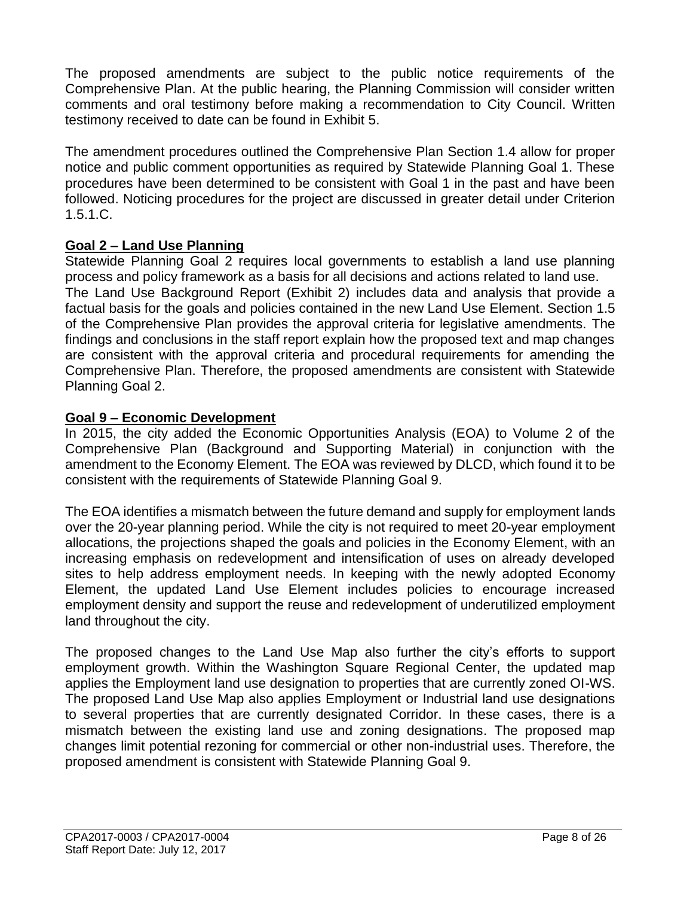The proposed amendments are subject to the public notice requirements of the Comprehensive Plan. At the public hearing, the Planning Commission will consider written comments and oral testimony before making a recommendation to City Council. Written testimony received to date can be found in Exhibit 5.

The amendment procedures outlined the Comprehensive Plan Section 1.4 allow for proper notice and public comment opportunities as required by Statewide Planning Goal 1. These procedures have been determined to be consistent with Goal 1 in the past and have been followed. Noticing procedures for the project are discussed in greater detail under Criterion 1.5.1.C.

**Goal 2 – Land Use Planning**

Statewide Planning Goal 2 requires local governments to establish a land use planning process and policy framework as a basis for all decisions and actions related to land use. The Land Use Background Report (Exhibit 2) includes data and analysis that provide a factual basis for the goals and policies contained in the new Land Use Element. Section 1.5 of the Comprehensive Plan provides the approval criteria for legislative amendments. The findings and conclusions in the staff report explain how the proposed text and map changes are consistent with the approval criteria and procedural requirements for amending the Comprehensive Plan. Therefore, the proposed amendments are consistent with Statewide Planning Goal 2.

**Goal 9 – Economic Development**

In 2015, the city added the Economic Opportunities Analysis (EOA) to Volume 2 of the Comprehensive Plan (Background and Supporting Material) in conjunction with the amendment to the Economy Element. The EOA was reviewed by DLCD, which found it to be consistent with the requirements of Statewide Planning Goal 9.

The EOA identifies a mismatch between the future demand and supply for employment lands over the 20-year planning period. While the city is not required to meet 20-year employment allocations, the projections shaped the goals and policies in the Economy Element, with an increasing emphasis on redevelopment and intensification of uses on already developed sites to help address employment needs. In keeping with the newly adopted Economy Element, the updated Land Use Element includes policies to encourage increased employment density and support the reuse and redevelopment of underutilized employment land throughout the city.

The proposed changes to the Land Use Map also further the city's efforts to support employment growth. Within the Washington Square Regional Center, the updated map applies the Employment land use designation to properties that are currently zoned OI-WS. The proposed Land Use Map also applies Employment or Industrial land use designations to several properties that are currently designated Corridor. In these cases, there is a mismatch between the existing land use and zoning designations. The proposed map changes limit potential rezoning for commercial or other non-industrial uses. Therefore, the proposed amendment is consistent with Statewide Planning Goal 9.

CPA2017-0003 / CPA2017-0004
Staff Report Date: July 12, 2017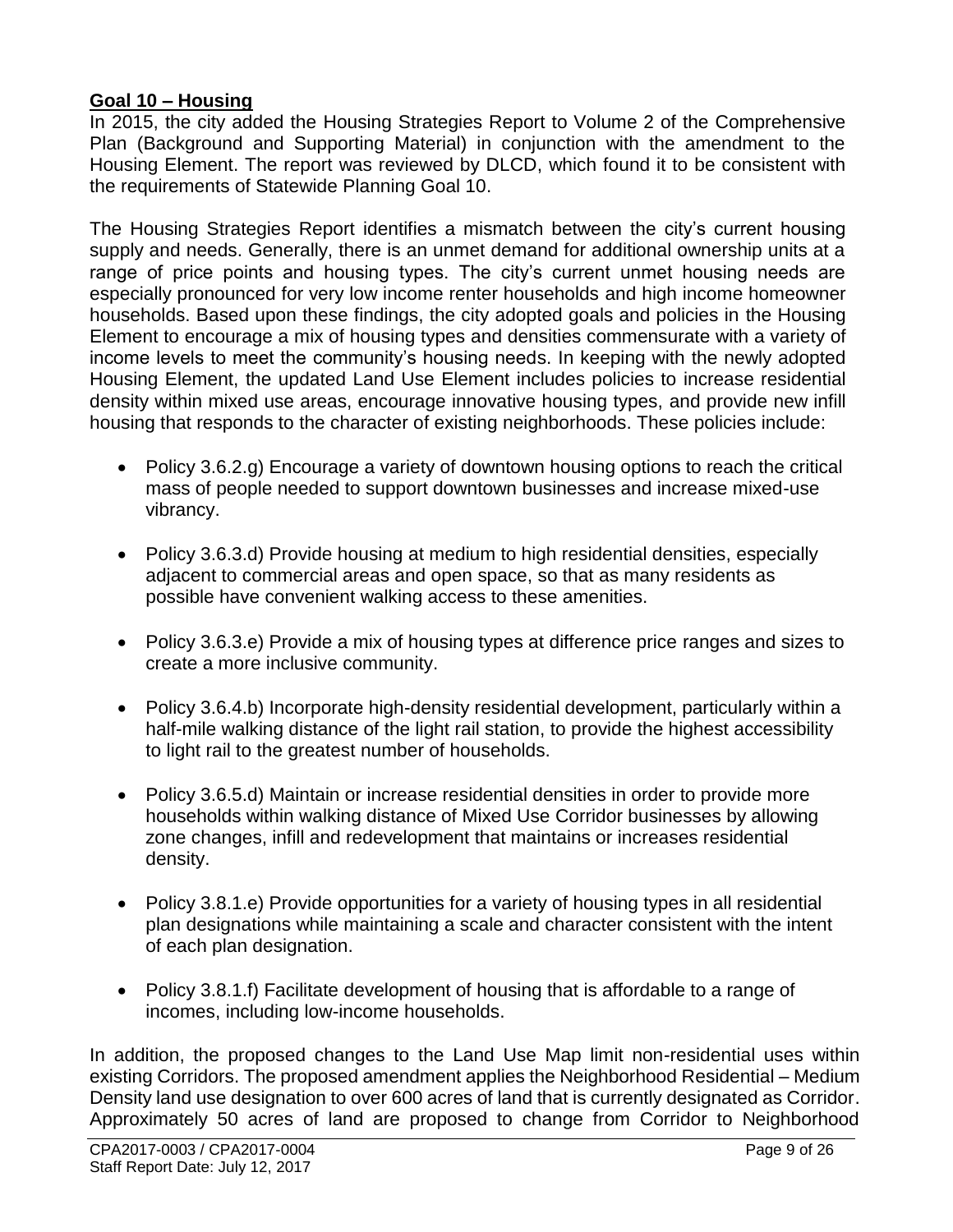**Goal 10 – Housing**

In 2015, the city added the Housing Strategies Report to Volume 2 of the Comprehensive Plan (Background and Supporting Material) in conjunction with the amendment to the Housing Element. The report was reviewed by DLCD, which found it to be consistent with the requirements of Statewide Planning Goal 10.

The Housing Strategies Report identifies a mismatch between the city's current housing supply and needs. Generally, there is an unmet demand for additional ownership units at a range of price points and housing types. The city's current unmet housing needs are especially pronounced for very low income renter households and high income homeowner households. Based upon these findings, the city adopted goals and policies in the Housing Element to encourage a mix of housing types and densities commensurate with a variety of income levels to meet the community's housing needs. In keeping with the newly adopted Housing Element, the updated Land Use Element includes policies to increase residential density within mixed use areas, encourage innovative housing types, and provide new infill housing that responds to the character of existing neighborhoods. These policies include:

- Policy 3.6.2.g) Encourage a variety of downtown housing options to reach the critical mass of people needed to support downtown businesses and increase mixed-use vibrancy.
- Policy 3.6.3.d) Provide housing at medium to high residential densities, especially adjacent to commercial areas and open space, so that as many residents as possible have convenient walking access to these amenities.
- Policy 3.6.3.e) Provide a mix of housing types at difference price ranges and sizes to create a more inclusive community.
- Policy 3.6.4.b) Incorporate high-density residential development, particularly within a half-mile walking distance of the light rail station, to provide the highest accessibility to light rail to the greatest number of households.
- Policy 3.6.5.d) Maintain or increase residential densities in order to provide more households within walking distance of Mixed Use Corridor businesses by allowing zone changes, infill and redevelopment that maintains or increases residential density.
- Policy 3.8.1.e) Provide opportunities for a variety of housing types in all residential plan designations while maintaining a scale and character consistent with the intent of each plan designation.
- Policy 3.8.1.f) Facilitate development of housing that is affordable to a range of incomes, including low-income households.

In addition, the proposed changes to the Land Use Map limit non-residential uses within existing Corridors. The proposed amendment applies the Neighborhood Residential – Medium Density land use designation to over 600 acres of land that is currently designated as Corridor. Approximately 50 acres of land are proposed to change from Corridor to Neighborhood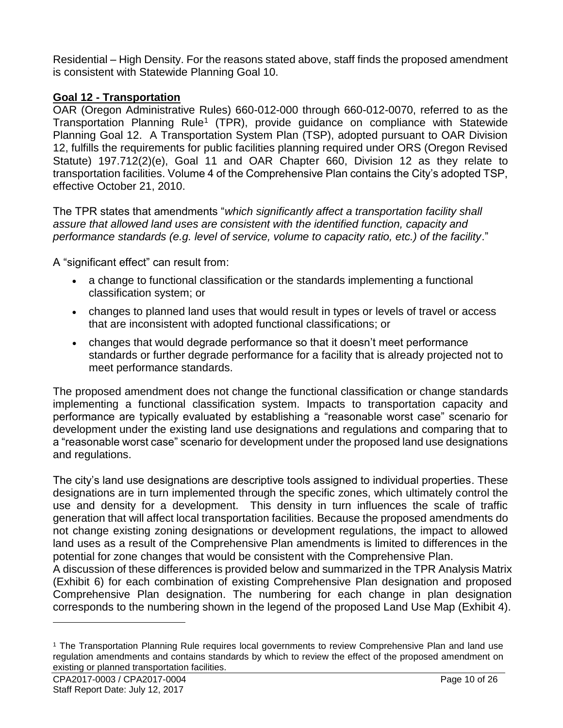Residential – High Density. For the reasons stated above, staff finds the proposed amendment is consistent with Statewide Planning Goal 10.

**Goal 12 - Transportation**

OAR (Oregon Administrative Rules) 660-012-000 through 660-012-0070, referred to as the Transportation Planning Rule[1] (TPR), provide guidance on compliance with Statewide Planning Goal 12. A Transportation System Plan (TSP), adopted pursuant to OAR Division 12, fulfills the requirements for public facilities planning required under ORS (Oregon Revised Statute) 197.712(2)(e), Goal 11 and OAR Chapter 660, Division 12 as they relate to transportation facilities. Volume 4 of the Comprehensive Plan contains the City's adopted TSP, effective October 21, 2010.

The TPR states that amendments "*which significantly affect a transportation facility shall assure that allowed land uses are consistent with the identified function, capacity and performance standards (e.g. level of service, volume to capacity ratio, etc.) of the facility*."

A "significant effect" can result from:

- a change to functional classification or the standards implementing a functional classification system; or
- changes to planned land uses that would result in types or levels of travel or access that are inconsistent with adopted functional classifications; or
- changes that would degrade performance so that it doesn't meet performance standards or further degrade performance for a facility that is already projected not to meet performance standards.

The proposed amendment does not change the functional classification or change standards implementing a functional classification system. Impacts to transportation capacity and performance are typically evaluated by establishing a "reasonable worst case" scenario for development under the existing land use designations and regulations and comparing that to a "reasonable worst case" scenario for development under the proposed land use designations and regulations.

The city's land use designations are descriptive tools assigned to individual properties. These designations are in turn implemented through the specific zones, which ultimately control the use and density for a development. This density in turn influences the scale of traffic generation that will affect local transportation facilities. Because the proposed amendments do not change existing zoning designations or development regulations, the impact to allowed land uses as a result of the Comprehensive Plan amendments is limited to differences in the potential for zone changes that would be consistent with the Comprehensive Plan.

A discussion of these differences is provided below and summarized in the TPR Analysis Matrix (Exhibit 6) for each combination of existing Comprehensive Plan designation and proposed Comprehensive Plan designation. The numbering for each change in plan designation corresponds to the numbering shown in the legend of the proposed Land Use Map (Exhibit 4).

---

[1] The Transportation Planning Rule requires local governments to review Comprehensive Plan and land use regulation amendments and contains standards by which to review the effect of the proposed amendment on existing or planned transportation facilities.

CPA2017-0003 / CPA2017-0004
Staff Report Date: July 12, 2017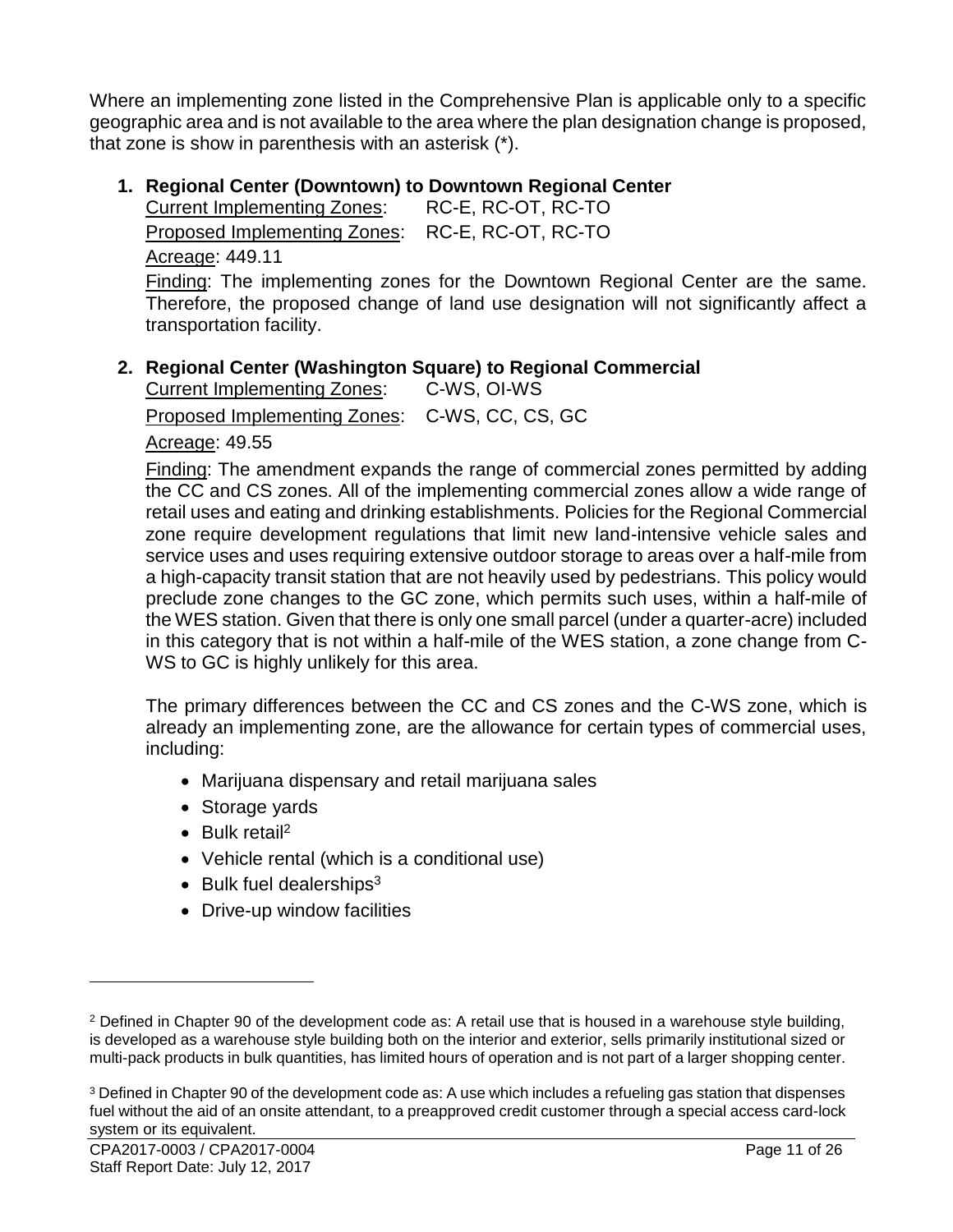Where an implementing zone listed in the Comprehensive Plan is applicable only to a specific geographic area and is not available to the area where the plan designation change is proposed, that zone is show in parenthesis with an asterisk (*).

1. **Regional Center (Downtown) to Downtown Regional Center**

   Current Implementing Zones: RC-E, RC-OT, RC-TO

   Proposed Implementing Zones: RC-E, RC-OT, RC-TO

   Acreage: 449.11

   Finding: The implementing zones for the Downtown Regional Center are the same. Therefore, the proposed change of land use designation will not significantly affect a transportation facility.

2. **Regional Center (Washington Square) to Regional Commercial**

   Current Implementing Zones: C-WS, OI-WS

   Proposed Implementing Zones: C-WS, CC, CS, GC

   Acreage: 49.55

   Finding: The amendment expands the range of commercial zones permitted by adding the CC and CS zones. All of the implementing commercial zones allow a wide range of retail uses and eating and drinking establishments. Policies for the Regional Commercial zone require development regulations that limit new land-intensive vehicle sales and service uses and uses requiring extensive outdoor storage to areas over a half-mile from a high-capacity transit station that are not heavily used by pedestrians. This policy would preclude zone changes to the GC zone, which permits such uses, within a half-mile of the WES station. Given that there is only one small parcel (under a quarter-acre) included in this category that is not within a half-mile of the WES station, a zone change from C-WS to GC is highly unlikely for this area.

   The primary differences between the CC and CS zones and the C-WS zone, which is already an implementing zone, are the allowance for certain types of commercial uses, including:

   - Marijuana dispensary and retail marijuana sales
   - Storage yards
   - Bulk retail[2]
   - Vehicle rental (which is a conditional use)
   - Bulk fuel dealerships[3]
   - Drive-up window facilities

---

[2] Defined in Chapter 90 of the development code as: A retail use that is housed in a warehouse style building, is developed as a warehouse style building both on the interior and exterior, sells primarily institutional sized or multi-pack products in bulk quantities, has limited hours of operation and is not part of a larger shopping center.

[3] Defined in Chapter 90 of the development code as: A use which includes a refueling gas station that dispenses fuel without the aid of an onsite attendant, to a preapproved credit customer through a special access card-lock system or its equivalent.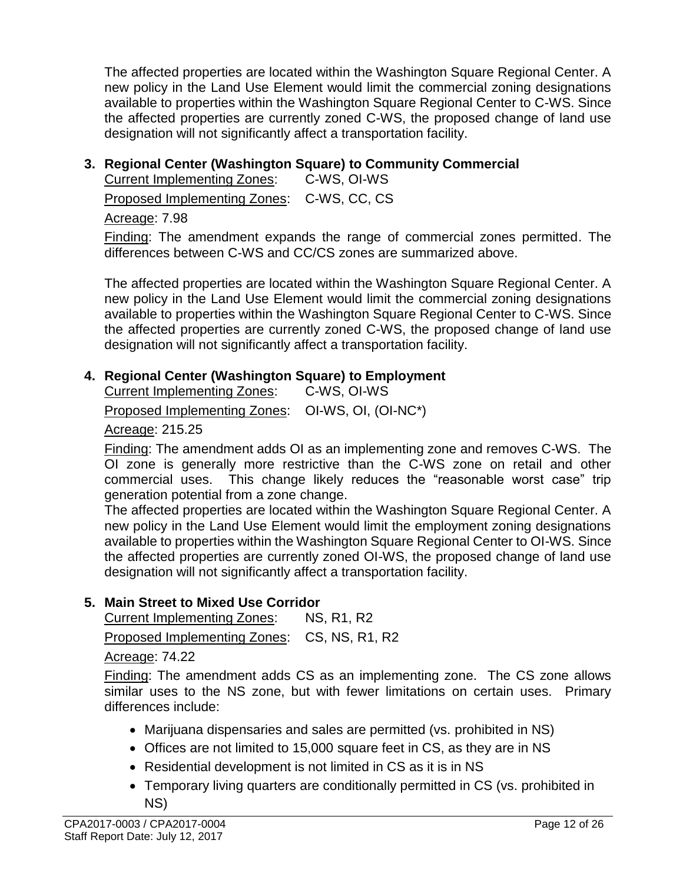The affected properties are located within the Washington Square Regional Center. A new policy in the Land Use Element would limit the commercial zoning designations available to properties within the Washington Square Regional Center to C-WS. Since the affected properties are currently zoned C-WS, the proposed change of land use designation will not significantly affect a transportation facility.

**3. Regional Center (Washington Square) to Community Commercial**

Current Implementing Zones: C-WS, OI-WS

Proposed Implementing Zones: C-WS, CC, CS

Acreage: 7.98

Finding: The amendment expands the range of commercial zones permitted. The differences between C-WS and CC/CS zones are summarized above.

The affected properties are located within the Washington Square Regional Center. A new policy in the Land Use Element would limit the commercial zoning designations available to properties within the Washington Square Regional Center to C-WS. Since the affected properties are currently zoned C-WS, the proposed change of land use designation will not significantly affect a transportation facility.

**4. Regional Center (Washington Square) to Employment**

Current Implementing Zones: C-WS, OI-WS

Proposed Implementing Zones: OI-WS, OI, (OI-NC*)

Acreage: 215.25

Finding: The amendment adds OI as an implementing zone and removes C-WS. The OI zone is generally more restrictive than the C-WS zone on retail and other commercial uses. This change likely reduces the "reasonable worst case" trip generation potential from a zone change.

The affected properties are located within the Washington Square Regional Center. A new policy in the Land Use Element would limit the employment zoning designations available to properties within the Washington Square Regional Center to OI-WS. Since the affected properties are currently zoned OI-WS, the proposed change of land use designation will not significantly affect a transportation facility.

**5. Main Street to Mixed Use Corridor**

Current Implementing Zones: NS, R1, R2

Proposed Implementing Zones: CS, NS, R1, R2

Acreage: 74.22

Finding: The amendment adds CS as an implementing zone. The CS zone allows similar uses to the NS zone, but with fewer limitations on certain uses. Primary differences include:

- Marijuana dispensaries and sales are permitted (vs. prohibited in NS)
- Offices are not limited to 15,000 square feet in CS, as they are in NS
- Residential development is not limited in CS as it is in NS
- Temporary living quarters are conditionally permitted in CS (vs. prohibited in NS)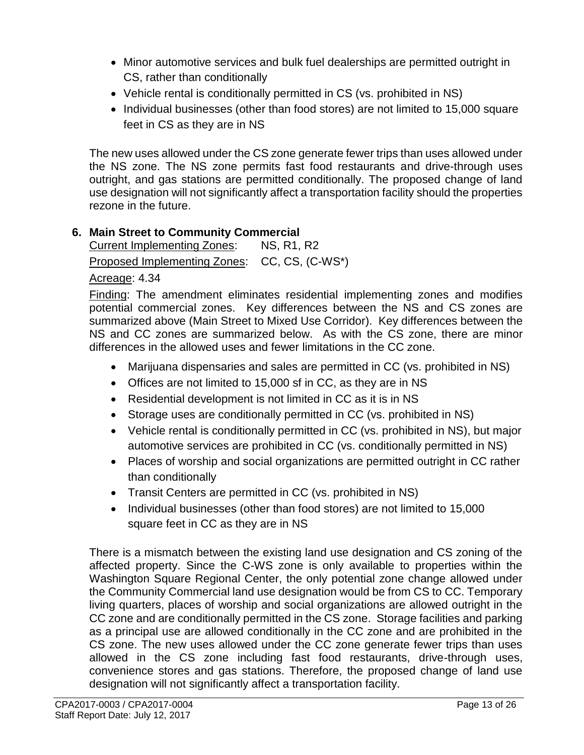- Minor automotive services and bulk fuel dealerships are permitted outright in CS, rather than conditionally
- Vehicle rental is conditionally permitted in CS (vs. prohibited in NS)
- Individual businesses (other than food stores) are not limited to 15,000 square feet in CS as they are in NS

The new uses allowed under the CS zone generate fewer trips than uses allowed under the NS zone. The NS zone permits fast food restaurants and drive-through uses outright, and gas stations are permitted conditionally. The proposed change of land use designation will not significantly affect a transportation facility should the properties rezone in the future.

**6. Main Street to Community Commercial**

Current Implementing Zones: NS, R1, R2

Proposed Implementing Zones: CC, CS, (C-WS*)

Acreage: 4.34

Finding: The amendment eliminates residential implementing zones and modifies potential commercial zones. Key differences between the NS and CS zones are summarized above (Main Street to Mixed Use Corridor). Key differences between the NS and CC zones are summarized below. As with the CS zone, there are minor differences in the allowed uses and fewer limitations in the CC zone.

- Marijuana dispensaries and sales are permitted in CC (vs. prohibited in NS)
- Offices are not limited to 15,000 sf in CC, as they are in NS
- Residential development is not limited in CC as it is in NS
- Storage uses are conditionally permitted in CC (vs. prohibited in NS)
- Vehicle rental is conditionally permitted in CC (vs. prohibited in NS), but major automotive services are prohibited in CC (vs. conditionally permitted in NS)
- Places of worship and social organizations are permitted outright in CC rather than conditionally
- Transit Centers are permitted in CC (vs. prohibited in NS)
- Individual businesses (other than food stores) are not limited to 15,000 square feet in CC as they are in NS

There is a mismatch between the existing land use designation and CS zoning of the affected property. Since the C-WS zone is only available to properties within the Washington Square Regional Center, the only potential zone change allowed under the Community Commercial land use designation would be from CS to CC. Temporary living quarters, places of worship and social organizations are allowed outright in the CC zone and are conditionally permitted in the CS zone. Storage facilities and parking as a principal use are allowed conditionally in the CC zone and are prohibited in the CS zone. The new uses allowed under the CC zone generate fewer trips than uses allowed in the CS zone including fast food restaurants, drive-through uses, convenience stores and gas stations. Therefore, the proposed change of land use designation will not significantly affect a transportation facility.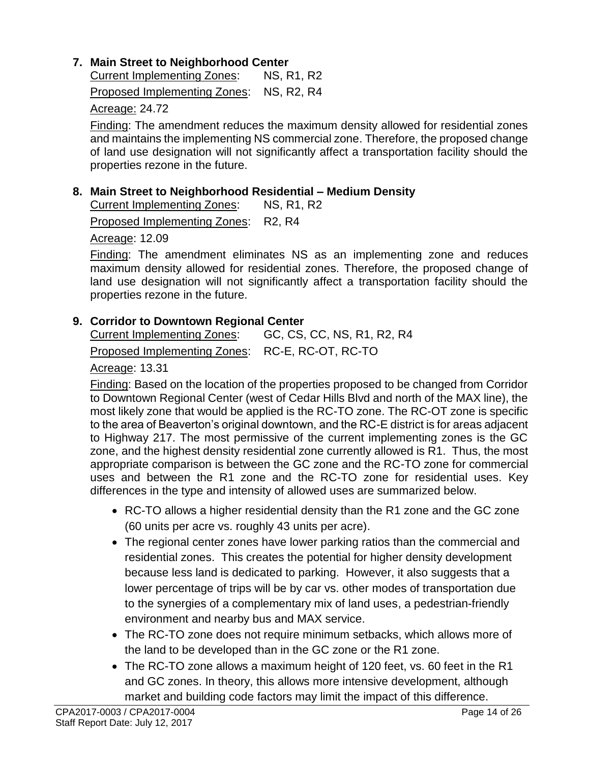7. **Main Street to Neighborhood Center**

   Current Implementing Zones: NS, R1, R2

   Proposed Implementing Zones: NS, R2, R4

   Acreage: 24.72

   Finding: The amendment reduces the maximum density allowed for residential zones and maintains the implementing NS commercial zone. Therefore, the proposed change of land use designation will not significantly affect a transportation facility should the properties rezone in the future.

8. **Main Street to Neighborhood Residential – Medium Density**

   Current Implementing Zones: NS, R1, R2

   Proposed Implementing Zones: R2, R4

   Acreage: 12.09

   Finding: The amendment eliminates NS as an implementing zone and reduces maximum density allowed for residential zones. Therefore, the proposed change of land use designation will not significantly affect a transportation facility should the properties rezone in the future.

9. **Corridor to Downtown Regional Center**

   Current Implementing Zones: GC, CS, CC, NS, R1, R2, R4

   Proposed Implementing Zones: RC-E, RC-OT, RC-TO

   Acreage: 13.31

   Finding: Based on the location of the properties proposed to be changed from Corridor to Downtown Regional Center (west of Cedar Hills Blvd and north of the MAX line), the most likely zone that would be applied is the RC-TO zone. The RC-OT zone is specific to the area of Beaverton's original downtown, and the RC-E district is for areas adjacent to Highway 217. The most permissive of the current implementing zones is the GC zone, and the highest density residential zone currently allowed is R1. Thus, the most appropriate comparison is between the GC zone and the RC-TO zone for commercial uses and between the R1 zone and the RC-TO zone for residential uses. Key differences in the type and intensity of allowed uses are summarized below.

   - RC-TO allows a higher residential density than the R1 zone and the GC zone (60 units per acre vs. roughly 43 units per acre).
   - The regional center zones have lower parking ratios than the commercial and residential zones. This creates the potential for higher density development because less land is dedicated to parking. However, it also suggests that a lower percentage of trips will be by car vs. other modes of transportation due to the synergies of a complementary mix of land uses, a pedestrian-friendly environment and nearby bus and MAX service.
   - The RC-TO zone does not require minimum setbacks, which allows more of the land to be developed than in the GC zone or the R1 zone.
   - The RC-TO zone allows a maximum height of 120 feet, vs. 60 feet in the R1 and GC zones. In theory, this allows more intensive development, although market and building code factors may limit the impact of this difference.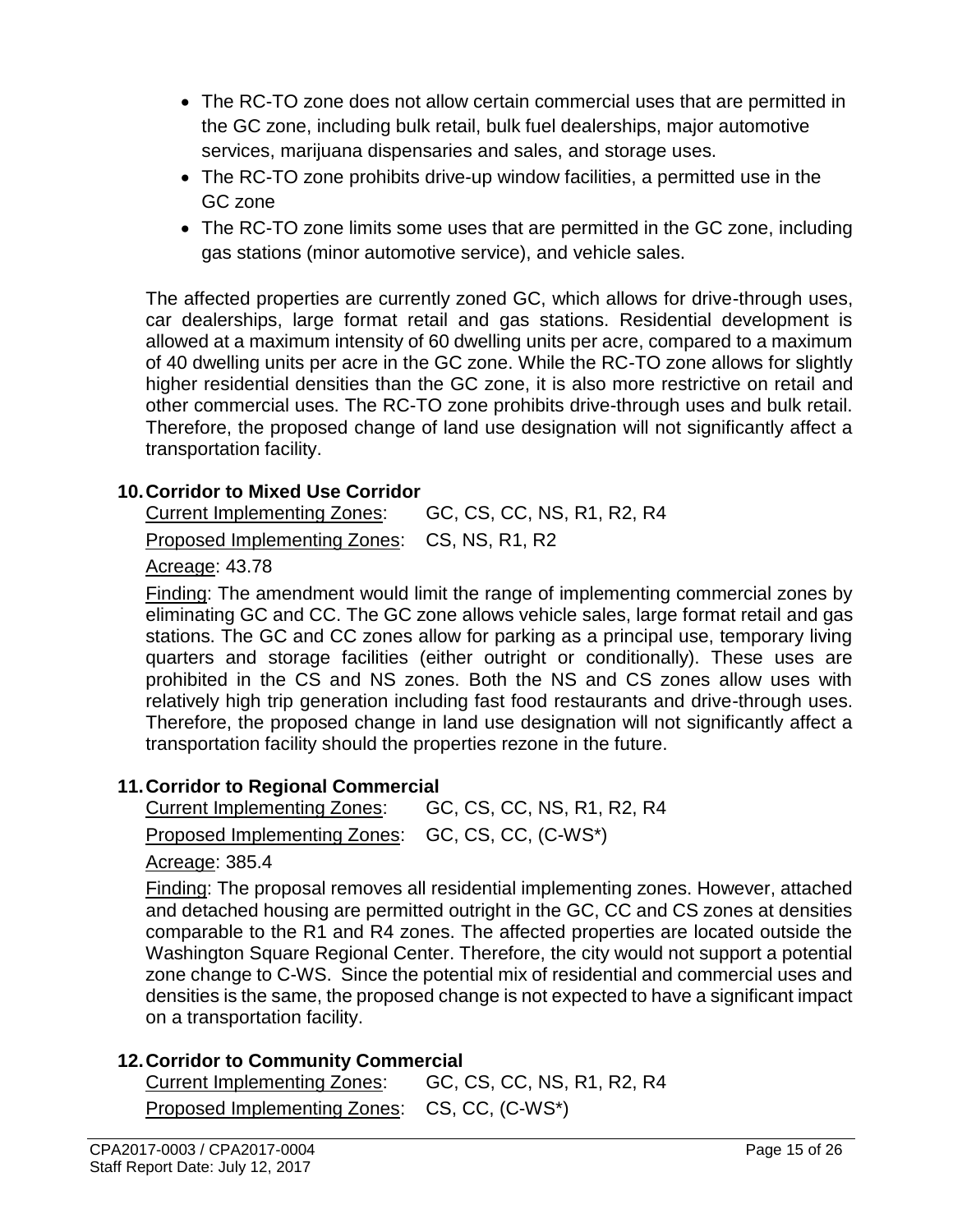- The RC-TO zone does not allow certain commercial uses that are permitted in the GC zone, including bulk retail, bulk fuel dealerships, major automotive services, marijuana dispensaries and sales, and storage uses.
- The RC-TO zone prohibits drive-up window facilities, a permitted use in the GC zone
- The RC-TO zone limits some uses that are permitted in the GC zone, including gas stations (minor automotive service), and vehicle sales.

The affected properties are currently zoned GC, which allows for drive-through uses, car dealerships, large format retail and gas stations. Residential development is allowed at a maximum intensity of 60 dwelling units per acre, compared to a maximum of 40 dwelling units per acre in the GC zone. While the RC-TO zone allows for slightly higher residential densities than the GC zone, it is also more restrictive on retail and other commercial uses. The RC-TO zone prohibits drive-through uses and bulk retail. Therefore, the proposed change of land use designation will not significantly affect a transportation facility.

### 10. Corridor to Mixed Use Corridor

Current Implementing Zones: GC, CS, CC, NS, R1, R2, R4

Proposed Implementing Zones: CS, NS, R1, R2

Acreage: 43.78

Finding: The amendment would limit the range of implementing commercial zones by eliminating GC and CC. The GC zone allows vehicle sales, large format retail and gas stations. The GC and CC zones allow for parking as a principal use, temporary living quarters and storage facilities (either outright or conditionally). These uses are prohibited in the CS and NS zones. Both the NS and CS zones allow uses with relatively high trip generation including fast food restaurants and drive-through uses. Therefore, the proposed change in land use designation will not significantly affect a transportation facility should the properties rezone in the future.

### 11. Corridor to Regional Commercial

Current Implementing Zones: GC, CS, CC, NS, R1, R2, R4

Proposed Implementing Zones: GC, CS, CC, (C-WS*)

Acreage: 385.4

Finding: The proposal removes all residential implementing zones. However, attached and detached housing are permitted outright in the GC, CC and CS zones at densities comparable to the R1 and R4 zones. The affected properties are located outside the Washington Square Regional Center. Therefore, the city would not support a potential zone change to C-WS. Since the potential mix of residential and commercial uses and densities is the same, the proposed change is not expected to have a significant impact on a transportation facility.

### 12. Corridor to Community Commercial

Current Implementing Zones: GC, CS, CC, NS, R1, R2, R4

Proposed Implementing Zones: CS, CC, (C-WS*)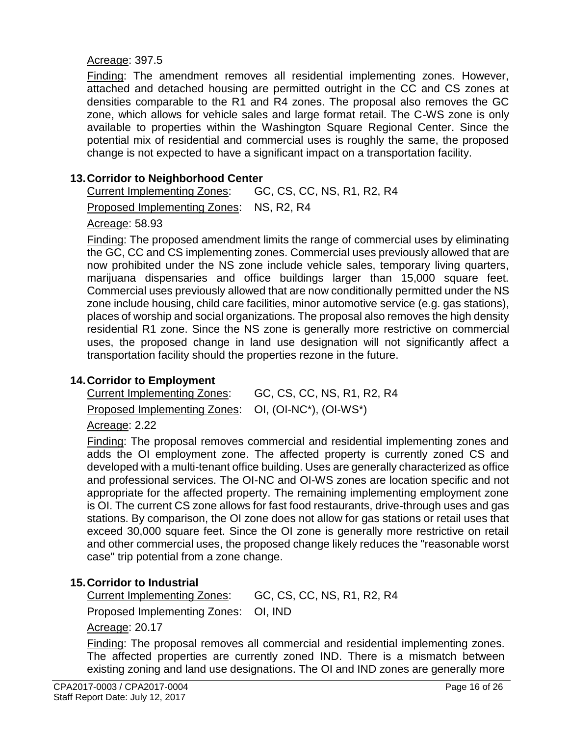Acreage: 397.5

Finding: The amendment removes all residential implementing zones. However, attached and detached housing are permitted outright in the CC and CS zones at densities comparable to the R1 and R4 zones. The proposal also removes the GC zone, which allows for vehicle sales and large format retail. The C-WS zone is only available to properties within the Washington Square Regional Center. Since the potential mix of residential and commercial uses is roughly the same, the proposed change is not expected to have a significant impact on a transportation facility.

### 13. Corridor to Neighborhood Center

Current Implementing Zones: GC, CS, CC, NS, R1, R2, R4

Proposed Implementing Zones: NS, R2, R4

Acreage: 58.93

Finding: The proposed amendment limits the range of commercial uses by eliminating the GC, CC and CS implementing zones. Commercial uses previously allowed that are now prohibited under the NS zone include vehicle sales, temporary living quarters, marijuana dispensaries and office buildings larger than 15,000 square feet. Commercial uses previously allowed that are now conditionally permitted under the NS zone include housing, child care facilities, minor automotive service (e.g. gas stations), places of worship and social organizations. The proposal also removes the high density residential R1 zone. Since the NS zone is generally more restrictive on commercial uses, the proposed change in land use designation will not significantly affect a transportation facility should the properties rezone in the future.

### 14. Corridor to Employment

Current Implementing Zones: GC, CS, CC, NS, R1, R2, R4

Proposed Implementing Zones: OI, (OI-NC*), (OI-WS*)

Acreage: 2.22

Finding: The proposal removes commercial and residential implementing zones and adds the OI employment zone. The affected property is currently zoned CS and developed with a multi-tenant office building. Uses are generally characterized as office and professional services. The OI-NC and OI-WS zones are location specific and not appropriate for the affected property. The remaining implementing employment zone is OI. The current CS zone allows for fast food restaurants, drive-through uses and gas stations. By comparison, the OI zone does not allow for gas stations or retail uses that exceed 30,000 square feet. Since the OI zone is generally more restrictive on retail and other commercial uses, the proposed change likely reduces the "reasonable worst case" trip potential from a zone change.

### 15. Corridor to Industrial

Current Implementing Zones: GC, CS, CC, NS, R1, R2, R4

Proposed Implementing Zones: OI, IND

Acreage: 20.17

Finding: The proposal removes all commercial and residential implementing zones. The affected properties are currently zoned IND. There is a mismatch between existing zoning and land use designations. The OI and IND zones are generally more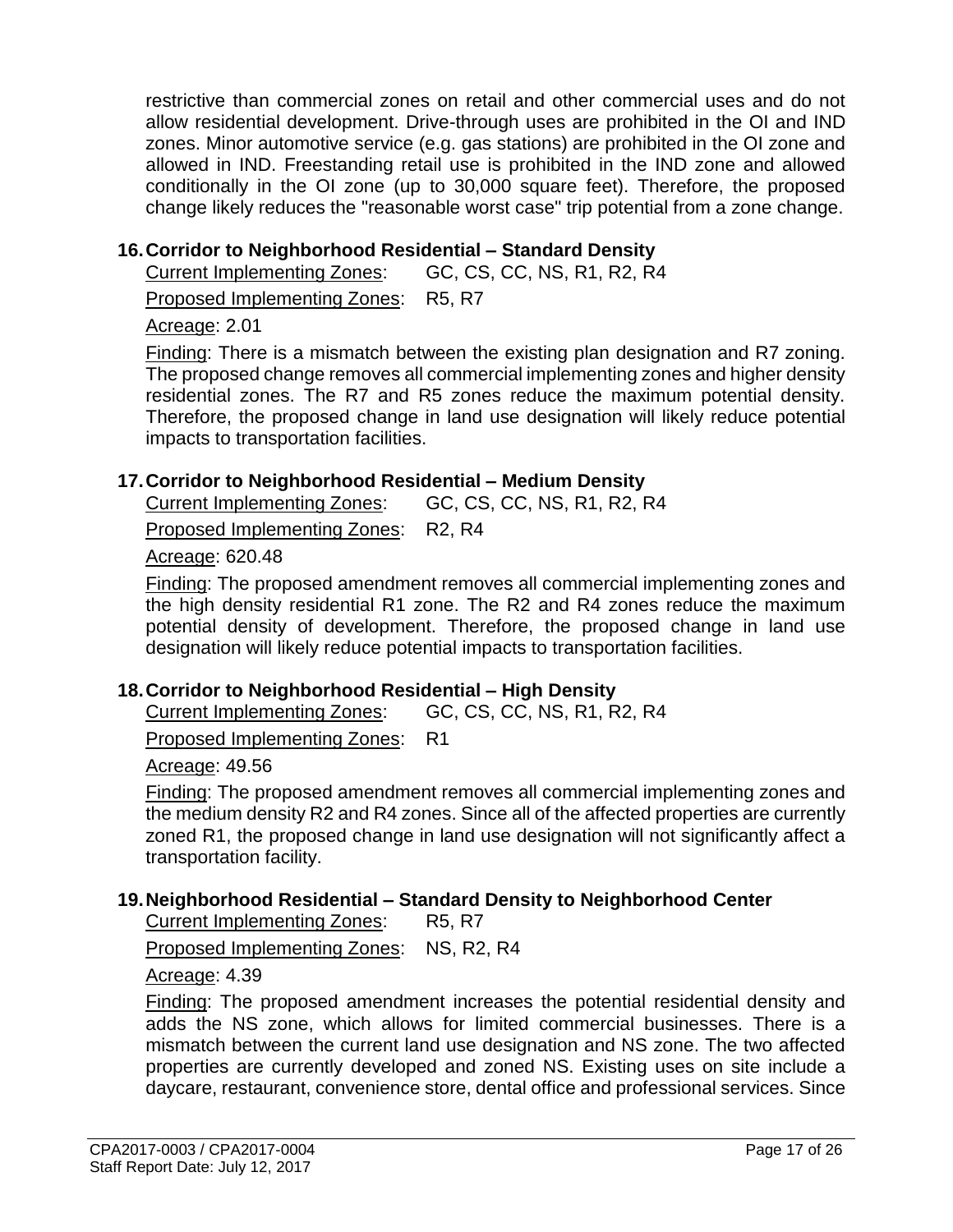restrictive than commercial zones on retail and other commercial uses and do not allow residential development. Drive-through uses are prohibited in the OI and IND zones. Minor automotive service (e.g. gas stations) are prohibited in the OI zone and allowed in IND. Freestanding retail use is prohibited in the IND zone and allowed conditionally in the OI zone (up to 30,000 square feet). Therefore, the proposed change likely reduces the "reasonable worst case" trip potential from a zone change.

### 16. Corridor to Neighborhood Residential – Standard Density

Current Implementing Zones: GC, CS, CC, NS, R1, R2, R4

Proposed Implementing Zones: R5, R7

Acreage: 2.01

Finding: There is a mismatch between the existing plan designation and R7 zoning. The proposed change removes all commercial implementing zones and higher density residential zones. The R7 and R5 zones reduce the maximum potential density. Therefore, the proposed change in land use designation will likely reduce potential impacts to transportation facilities.

### 17. Corridor to Neighborhood Residential – Medium Density

Current Implementing Zones: GC, CS, CC, NS, R1, R2, R4

Proposed Implementing Zones: R2, R4

Acreage: 620.48

Finding: The proposed amendment removes all commercial implementing zones and the high density residential R1 zone. The R2 and R4 zones reduce the maximum potential density of development. Therefore, the proposed change in land use designation will likely reduce potential impacts to transportation facilities.

### 18. Corridor to Neighborhood Residential – High Density

Current Implementing Zones: GC, CS, CC, NS, R1, R2, R4

Proposed Implementing Zones: R1

Acreage: 49.56

Finding: The proposed amendment removes all commercial implementing zones and the medium density R2 and R4 zones. Since all of the affected properties are currently zoned R1, the proposed change in land use designation will not significantly affect a transportation facility.

### 19. Neighborhood Residential – Standard Density to Neighborhood Center

Current Implementing Zones: R5, R7

Proposed Implementing Zones: NS, R2, R4

Acreage: 4.39

Finding: The proposed amendment increases the potential residential density and adds the NS zone, which allows for limited commercial businesses. There is a mismatch between the current land use designation and NS zone. The two affected properties are currently developed and zoned NS. Existing uses on site include a daycare, restaurant, convenience store, dental office and professional services. Since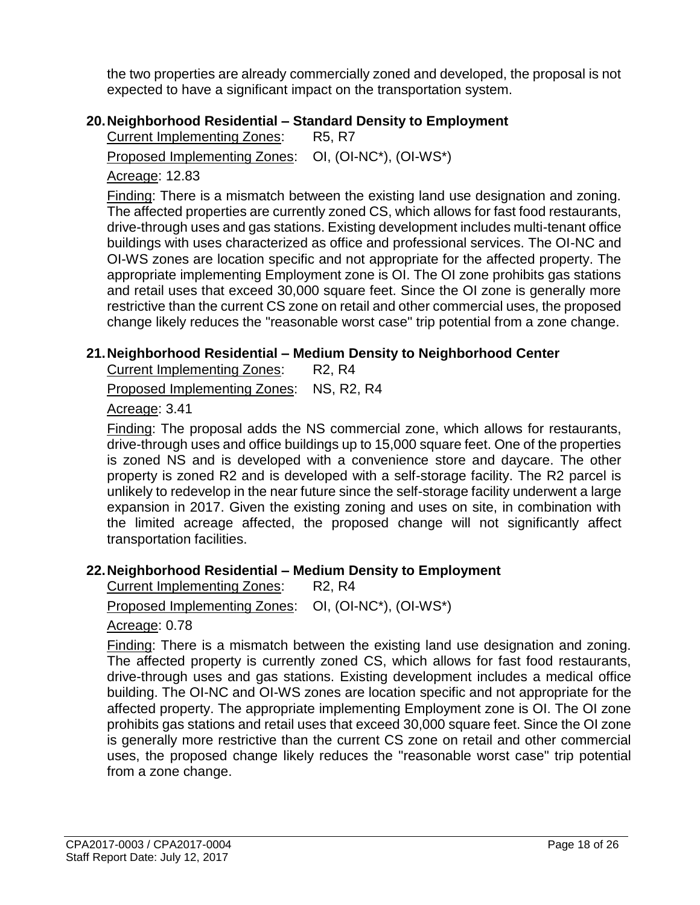the two properties are already commercially zoned and developed, the proposal is not expected to have a significant impact on the transportation system.

### 20. Neighborhood Residential – Standard Density to Employment

Current Implementing Zones: R5, R7

Proposed Implementing Zones: OI, (OI-NC*), (OI-WS*)

Acreage: 12.83

Finding: There is a mismatch between the existing land use designation and zoning. The affected properties are currently zoned CS, which allows for fast food restaurants, drive-through uses and gas stations. Existing development includes multi-tenant office buildings with uses characterized as office and professional services. The OI-NC and OI-WS zones are location specific and not appropriate for the affected property. The appropriate implementing Employment zone is OI. The OI zone prohibits gas stations and retail uses that exceed 30,000 square feet. Since the OI zone is generally more restrictive than the current CS zone on retail and other commercial uses, the proposed change likely reduces the "reasonable worst case" trip potential from a zone change.

### 21. Neighborhood Residential – Medium Density to Neighborhood Center

Current Implementing Zones: R2, R4

Proposed Implementing Zones: NS, R2, R4

Acreage: 3.41

Finding: The proposal adds the NS commercial zone, which allows for restaurants, drive-through uses and office buildings up to 15,000 square feet. One of the properties is zoned NS and is developed with a convenience store and daycare. The other property is zoned R2 and is developed with a self-storage facility. The R2 parcel is unlikely to redevelop in the near future since the self-storage facility underwent a large expansion in 2017. Given the existing zoning and uses on site, in combination with the limited acreage affected, the proposed change will not significantly affect transportation facilities.

### 22. Neighborhood Residential – Medium Density to Employment

Current Implementing Zones: R2, R4

Proposed Implementing Zones: OI, (OI-NC*), (OI-WS*)

Acreage: 0.78

Finding: There is a mismatch between the existing land use designation and zoning. The affected property is currently zoned CS, which allows for fast food restaurants, drive-through uses and gas stations. Existing development includes a medical office building. The OI-NC and OI-WS zones are location specific and not appropriate for the affected property. The appropriate implementing Employment zone is OI. The OI zone prohibits gas stations and retail uses that exceed 30,000 square feet. Since the OI zone is generally more restrictive than the current CS zone on retail and other commercial uses, the proposed change likely reduces the "reasonable worst case" trip potential from a zone change.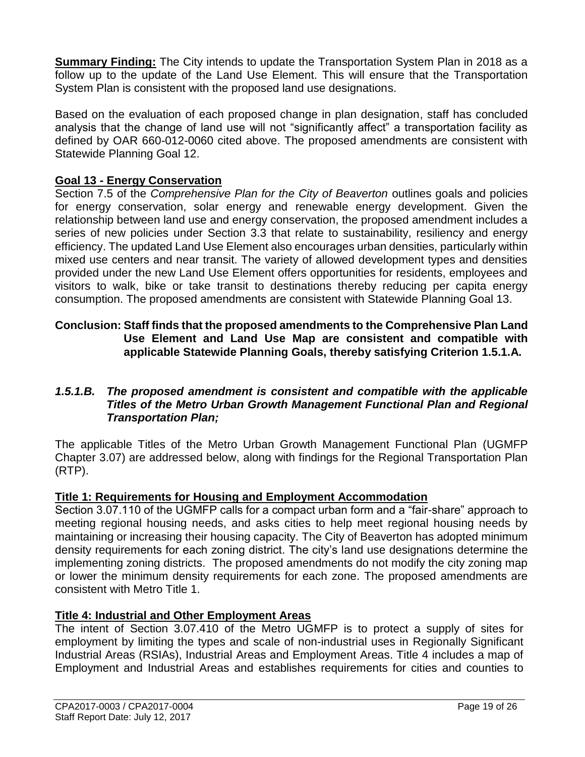**Summary Finding:** The City intends to update the Transportation System Plan in 2018 as a follow up to the update of the Land Use Element. This will ensure that the Transportation System Plan is consistent with the proposed land use designations.

Based on the evaluation of each proposed change in plan designation, staff has concluded analysis that the change of land use will not "significantly affect" a transportation facility as defined by OAR 660-012-0060 cited above. The proposed amendments are consistent with Statewide Planning Goal 12.

**Goal 13 - Energy Conservation**

Section 7.5 of the *Comprehensive Plan for the City of Beaverton* outlines goals and policies for energy conservation, solar energy and renewable energy development. Given the relationship between land use and energy conservation, the proposed amendment includes a series of new policies under Section 3.3 that relate to sustainability, resiliency and energy efficiency. The updated Land Use Element also encourages urban densities, particularly within mixed use centers and near transit. The variety of allowed development types and densities provided under the new Land Use Element offers opportunities for residents, employees and visitors to walk, bike or take transit to destinations thereby reducing per capita energy consumption. The proposed amendments are consistent with Statewide Planning Goal 13.

**Conclusion: Staff finds that the proposed amendments to the Comprehensive Plan Land Use Element and Land Use Map are consistent and compatible with applicable Statewide Planning Goals, thereby satisfying Criterion 1.5.1.A.**

***1.5.1.B. The proposed amendment is consistent and compatible with the applicable Titles of the Metro Urban Growth Management Functional Plan and Regional Transportation Plan;***

The applicable Titles of the Metro Urban Growth Management Functional Plan (UGMFP Chapter 3.07) are addressed below, along with findings for the Regional Transportation Plan (RTP).

**Title 1: Requirements for Housing and Employment Accommodation**

Section 3.07.110 of the UGMFP calls for a compact urban form and a "fair-share" approach to meeting regional housing needs, and asks cities to help meet regional housing needs by maintaining or increasing their housing capacity. The City of Beaverton has adopted minimum density requirements for each zoning district. The city's land use designations determine the implementing zoning districts. The proposed amendments do not modify the city zoning map or lower the minimum density requirements for each zone. The proposed amendments are consistent with Metro Title 1.

**Title 4: Industrial and Other Employment Areas**

The intent of Section 3.07.410 of the Metro UGMFP is to protect a supply of sites for employment by limiting the types and scale of non-industrial uses in Regionally Significant Industrial Areas (RSIAs), Industrial Areas and Employment Areas. Title 4 includes a map of Employment and Industrial Areas and establishes requirements for cities and counties to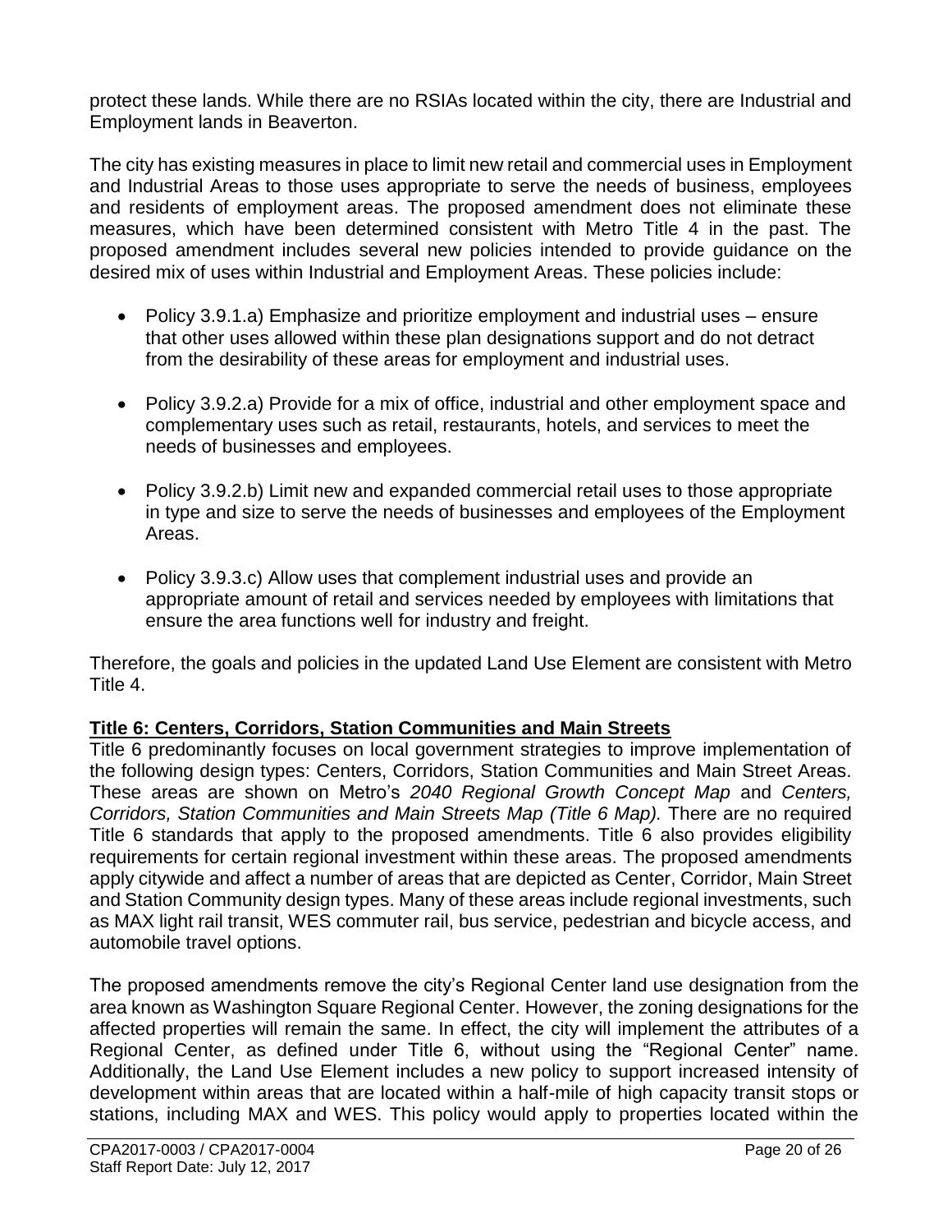protect these lands. While there are no RSIAs located within the city, there are Industrial and Employment lands in Beaverton.

The city has existing measures in place to limit new retail and commercial uses in Employment and Industrial Areas to those uses appropriate to serve the needs of business, employees and residents of employment areas. The proposed amendment does not eliminate these measures, which have been determined consistent with Metro Title 4 in the past. The proposed amendment includes several new policies intended to provide guidance on the desired mix of uses within Industrial and Employment Areas. These policies include:

- Policy 3.9.1.a) Emphasize and prioritize employment and industrial uses – ensure that other uses allowed within these plan designations support and do not detract from the desirability of these areas for employment and industrial uses.

- Policy 3.9.2.a) Provide for a mix of office, industrial and other employment space and complementary uses such as retail, restaurants, hotels, and services to meet the needs of businesses and employees.

- Policy 3.9.2.b) Limit new and expanded commercial retail uses to those appropriate in type and size to serve the needs of businesses and employees of the Employment Areas.

- Policy 3.9.3.c) Allow uses that complement industrial uses and provide an appropriate amount of retail and services needed by employees with limitations that ensure the area functions well for industry and freight.

Therefore, the goals and policies in the updated Land Use Element are consistent with Metro Title 4.

**Title 6: Centers, Corridors, Station Communities and Main Streets**

Title 6 predominantly focuses on local government strategies to improve implementation of the following design types: Centers, Corridors, Station Communities and Main Street Areas. These areas are shown on Metro's *2040 Regional Growth Concept Map* and *Centers, Corridors, Station Communities and Main Streets Map (Title 6 Map).* There are no required Title 6 standards that apply to the proposed amendments. Title 6 also provides eligibility requirements for certain regional investment within these areas. The proposed amendments apply citywide and affect a number of areas that are depicted as Center, Corridor, Main Street and Station Community design types. Many of these areas include regional investments, such as MAX light rail transit, WES commuter rail, bus service, pedestrian and bicycle access, and automobile travel options.

The proposed amendments remove the city's Regional Center land use designation from the area known as Washington Square Regional Center. However, the zoning designations for the affected properties will remain the same. In effect, the city will implement the attributes of a Regional Center, as defined under Title 6, without using the "Regional Center" name. Additionally, the Land Use Element includes a new policy to support increased intensity of development within areas that are located within a half-mile of high capacity transit stops or stations, including MAX and WES. This policy would apply to properties located within the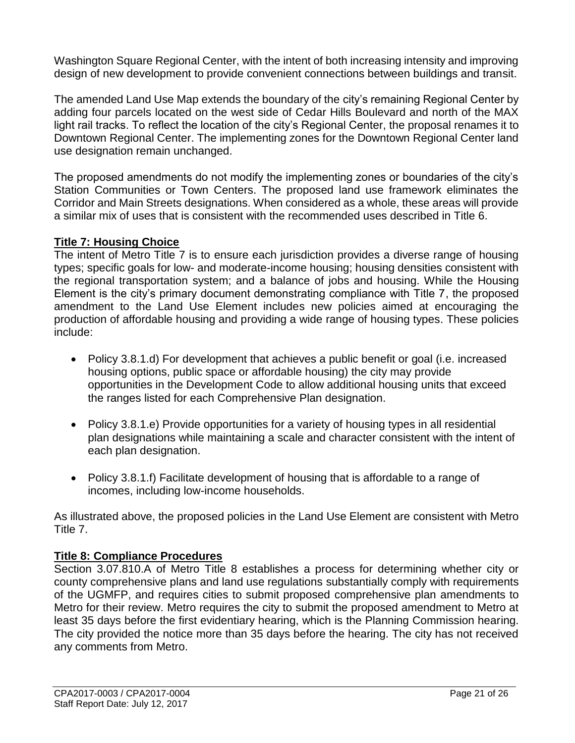Washington Square Regional Center, with the intent of both increasing intensity and improving design of new development to provide convenient connections between buildings and transit.

The amended Land Use Map extends the boundary of the city's remaining Regional Center by adding four parcels located on the west side of Cedar Hills Boulevard and north of the MAX light rail tracks. To reflect the location of the city's Regional Center, the proposal renames it to Downtown Regional Center. The implementing zones for the Downtown Regional Center land use designation remain unchanged.

The proposed amendments do not modify the implementing zones or boundaries of the city's Station Communities or Town Centers. The proposed land use framework eliminates the Corridor and Main Streets designations. When considered as a whole, these areas will provide a similar mix of uses that is consistent with the recommended uses described in Title 6.

**Title 7: Housing Choice**

The intent of Metro Title 7 is to ensure each jurisdiction provides a diverse range of housing types; specific goals for low- and moderate-income housing; housing densities consistent with the regional transportation system; and a balance of jobs and housing. While the Housing Element is the city's primary document demonstrating compliance with Title 7, the proposed amendment to the Land Use Element includes new policies aimed at encouraging the production of affordable housing and providing a wide range of housing types. These policies include:

- Policy 3.8.1.d) For development that achieves a public benefit or goal (i.e. increased housing options, public space or affordable housing) the city may provide opportunities in the Development Code to allow additional housing units that exceed the ranges listed for each Comprehensive Plan designation.
- Policy 3.8.1.e) Provide opportunities for a variety of housing types in all residential plan designations while maintaining a scale and character consistent with the intent of each plan designation.
- Policy 3.8.1.f) Facilitate development of housing that is affordable to a range of incomes, including low-income households.

As illustrated above, the proposed policies in the Land Use Element are consistent with Metro Title 7.

**Title 8: Compliance Procedures**

Section 3.07.810.A of Metro Title 8 establishes a process for determining whether city or county comprehensive plans and land use regulations substantially comply with requirements of the UGMFP, and requires cities to submit proposed comprehensive plan amendments to Metro for their review. Metro requires the city to submit the proposed amendment to Metro at least 35 days before the first evidentiary hearing, which is the Planning Commission hearing. The city provided the notice more than 35 days before the hearing. The city has not received any comments from Metro.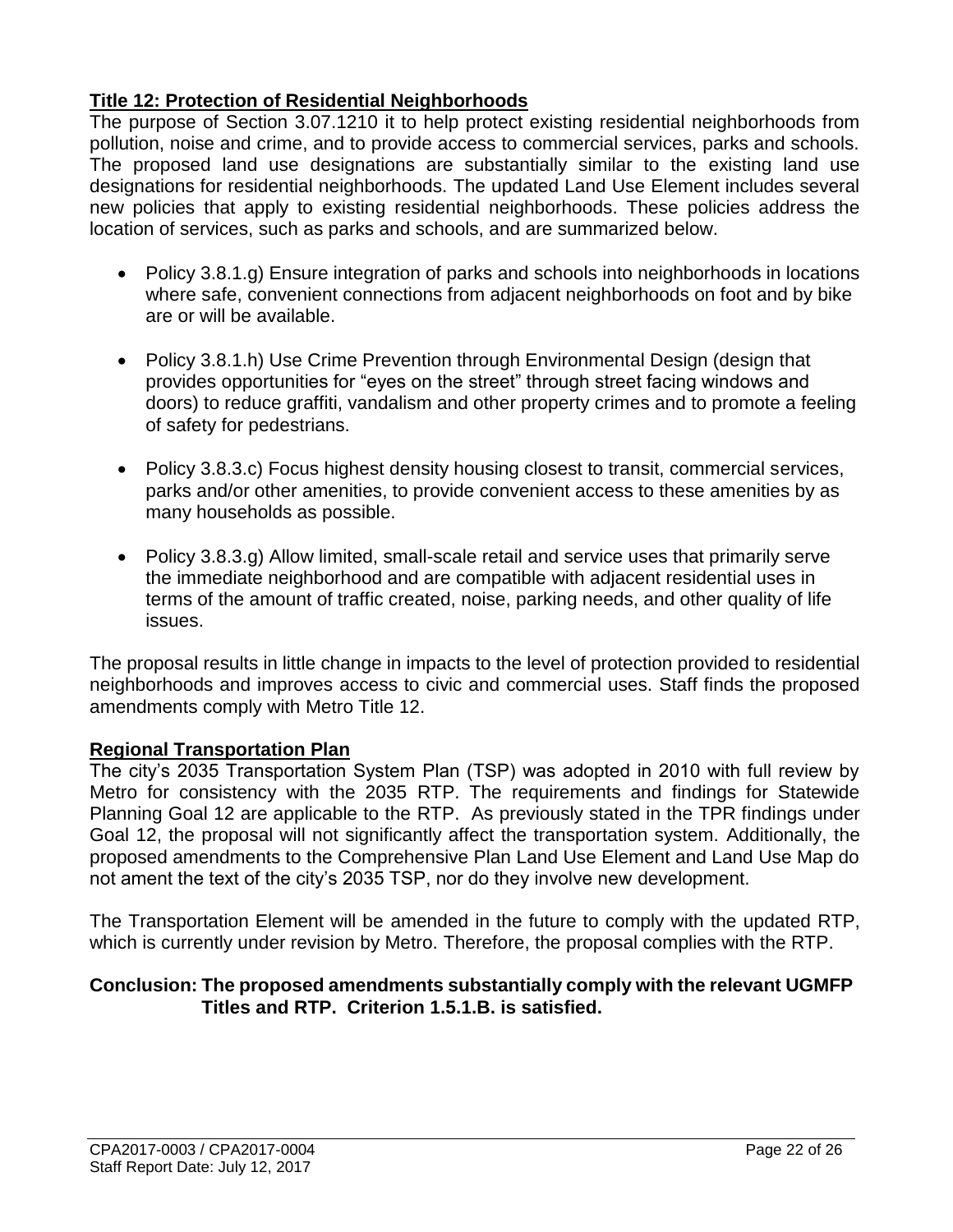## Title 12: Protection of Residential Neighborhoods

The purpose of Section 3.07.1210 it to help protect existing residential neighborhoods from pollution, noise and crime, and to provide access to commercial services, parks and schools. The proposed land use designations are substantially similar to the existing land use designations for residential neighborhoods. The updated Land Use Element includes several new policies that apply to existing residential neighborhoods. These policies address the location of services, such as parks and schools, and are summarized below.

- Policy 3.8.1.g) Ensure integration of parks and schools into neighborhoods in locations where safe, convenient connections from adjacent neighborhoods on foot and by bike are or will be available.
- Policy 3.8.1.h) Use Crime Prevention through Environmental Design (design that provides opportunities for "eyes on the street" through street facing windows and doors) to reduce graffiti, vandalism and other property crimes and to promote a feeling of safety for pedestrians.
- Policy 3.8.3.c) Focus highest density housing closest to transit, commercial services, parks and/or other amenities, to provide convenient access to these amenities by as many households as possible.
- Policy 3.8.3.g) Allow limited, small-scale retail and service uses that primarily serve the immediate neighborhood and are compatible with adjacent residential uses in terms of the amount of traffic created, noise, parking needs, and other quality of life issues.

The proposal results in little change in impacts to the level of protection provided to residential neighborhoods and improves access to civic and commercial uses. Staff finds the proposed amendments comply with Metro Title 12.

## Regional Transportation Plan

The city's 2035 Transportation System Plan (TSP) was adopted in 2010 with full review by Metro for consistency with the 2035 RTP. The requirements and findings for Statewide Planning Goal 12 are applicable to the RTP. As previously stated in the TPR findings under Goal 12, the proposal will not significantly affect the transportation system. Additionally, the proposed amendments to the Comprehensive Plan Land Use Element and Land Use Map do not ament the text of the city's 2035 TSP, nor do they involve new development.

The Transportation Element will be amended in the future to comply with the updated RTP, which is currently under revision by Metro. Therefore, the proposal complies with the RTP.

**Conclusion: The proposed amendments substantially comply with the relevant UGMFP Titles and RTP. Criterion 1.5.1.B. is satisfied.**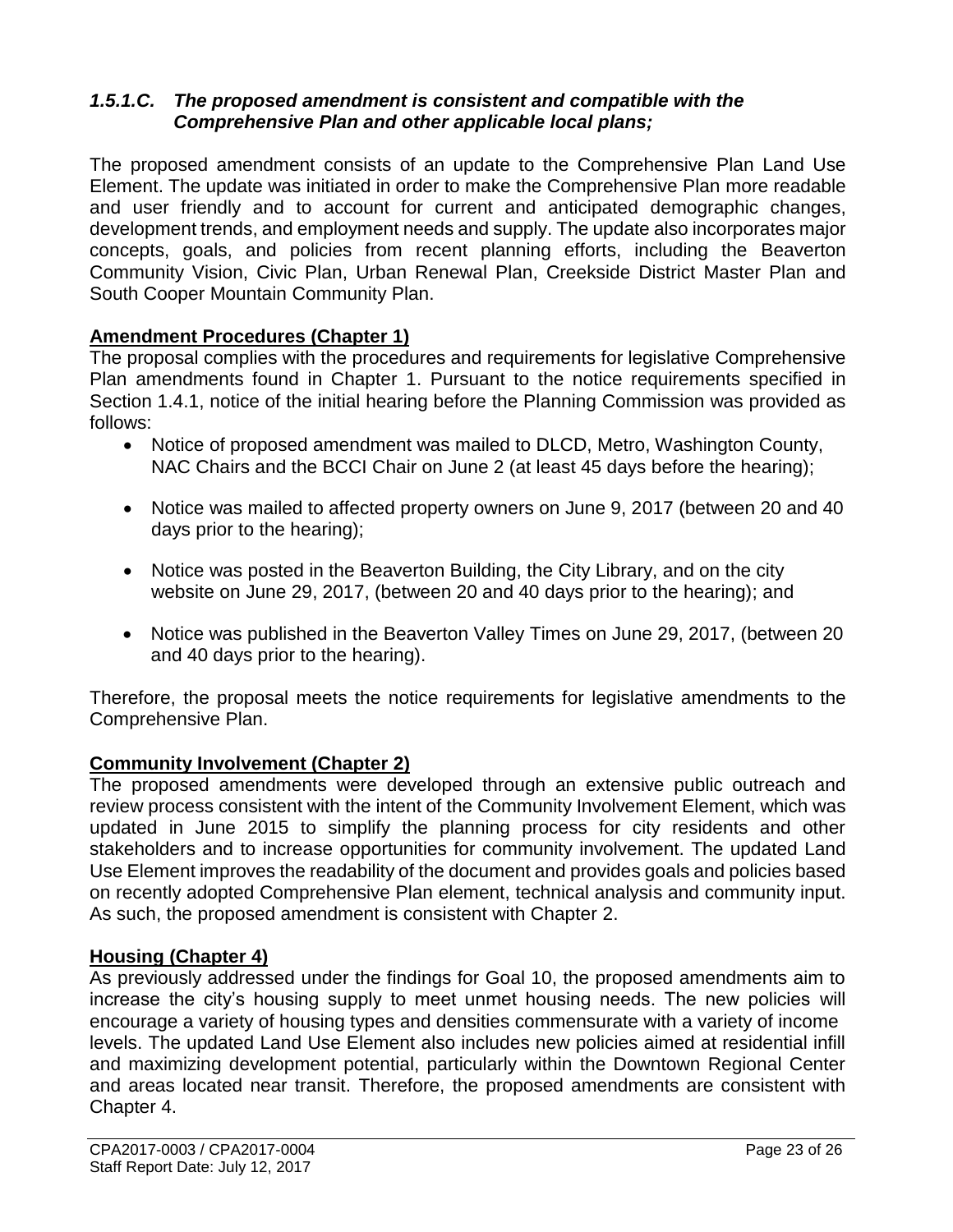### *1.5.1.C. The proposed amendment is consistent and compatible with the Comprehensive Plan and other applicable local plans;*

The proposed amendment consists of an update to the Comprehensive Plan Land Use Element. The update was initiated in order to make the Comprehensive Plan more readable and user friendly and to account for current and anticipated demographic changes, development trends, and employment needs and supply. The update also incorporates major concepts, goals, and policies from recent planning efforts, including the Beaverton Community Vision, Civic Plan, Urban Renewal Plan, Creekside District Master Plan and South Cooper Mountain Community Plan.

**Amendment Procedures (Chapter 1)**

The proposal complies with the procedures and requirements for legislative Comprehensive Plan amendments found in Chapter 1. Pursuant to the notice requirements specified in Section 1.4.1, notice of the initial hearing before the Planning Commission was provided as follows:

- Notice of proposed amendment was mailed to DLCD, Metro, Washington County, NAC Chairs and the BCCI Chair on June 2 (at least 45 days before the hearing);
- Notice was mailed to affected property owners on June 9, 2017 (between 20 and 40 days prior to the hearing);
- Notice was posted in the Beaverton Building, the City Library, and on the city website on June 29, 2017, (between 20 and 40 days prior to the hearing); and
- Notice was published in the Beaverton Valley Times on June 29, 2017, (between 20 and 40 days prior to the hearing).

Therefore, the proposal meets the notice requirements for legislative amendments to the Comprehensive Plan.

**Community Involvement (Chapter 2)**

The proposed amendments were developed through an extensive public outreach and review process consistent with the intent of the Community Involvement Element, which was updated in June 2015 to simplify the planning process for city residents and other stakeholders and to increase opportunities for community involvement. The updated Land Use Element improves the readability of the document and provides goals and policies based on recently adopted Comprehensive Plan element, technical analysis and community input. As such, the proposed amendment is consistent with Chapter 2.

**Housing (Chapter 4)**

As previously addressed under the findings for Goal 10, the proposed amendments aim to increase the city's housing supply to meet unmet housing needs. The new policies will encourage a variety of housing types and densities commensurate with a variety of income levels. The updated Land Use Element also includes new policies aimed at residential infill and maximizing development potential, particularly within the Downtown Regional Center and areas located near transit. Therefore, the proposed amendments are consistent with Chapter 4.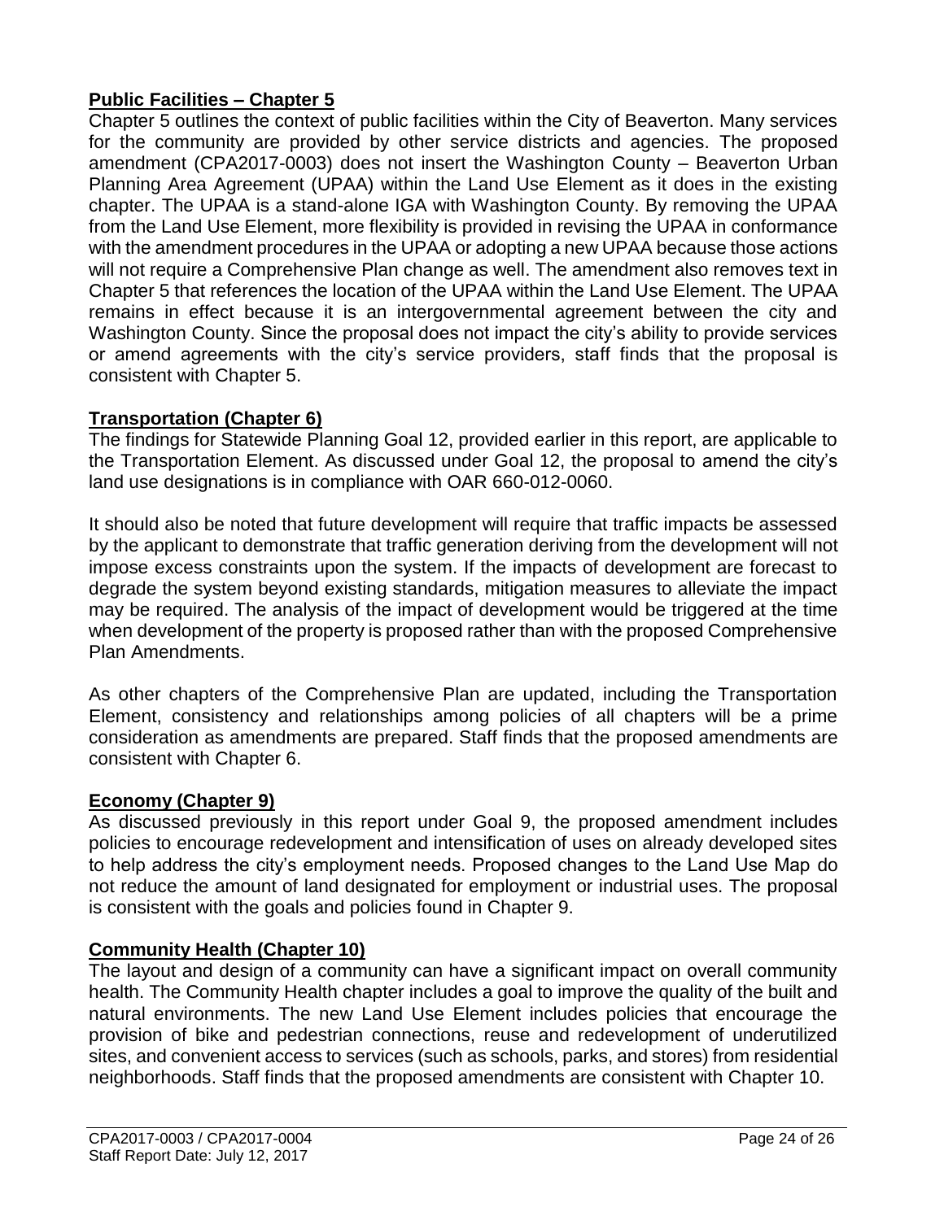## **Public Facilities – Chapter 5**

Chapter 5 outlines the context of public facilities within the City of Beaverton. Many services for the community are provided by other service districts and agencies. The proposed amendment (CPA2017-0003) does not insert the Washington County – Beaverton Urban Planning Area Agreement (UPAA) within the Land Use Element as it does in the existing chapter. The UPAA is a stand-alone IGA with Washington County. By removing the UPAA from the Land Use Element, more flexibility is provided in revising the UPAA in conformance with the amendment procedures in the UPAA or adopting a new UPAA because those actions will not require a Comprehensive Plan change as well. The amendment also removes text in Chapter 5 that references the location of the UPAA within the Land Use Element. The UPAA remains in effect because it is an intergovernmental agreement between the city and Washington County. Since the proposal does not impact the city's ability to provide services or amend agreements with the city's service providers, staff finds that the proposal is consistent with Chapter 5.

## **Transportation (Chapter 6)**

The findings for Statewide Planning Goal 12, provided earlier in this report, are applicable to the Transportation Element. As discussed under Goal 12, the proposal to amend the city's land use designations is in compliance with OAR 660-012-0060.

It should also be noted that future development will require that traffic impacts be assessed by the applicant to demonstrate that traffic generation deriving from the development will not impose excess constraints upon the system. If the impacts of development are forecast to degrade the system beyond existing standards, mitigation measures to alleviate the impact may be required. The analysis of the impact of development would be triggered at the time when development of the property is proposed rather than with the proposed Comprehensive Plan Amendments.

As other chapters of the Comprehensive Plan are updated, including the Transportation Element, consistency and relationships among policies of all chapters will be a prime consideration as amendments are prepared. Staff finds that the proposed amendments are consistent with Chapter 6.

## **Economy (Chapter 9)**

As discussed previously in this report under Goal 9, the proposed amendment includes policies to encourage redevelopment and intensification of uses on already developed sites to help address the city's employment needs. Proposed changes to the Land Use Map do not reduce the amount of land designated for employment or industrial uses. The proposal is consistent with the goals and policies found in Chapter 9.

## **Community Health (Chapter 10)**

The layout and design of a community can have a significant impact on overall community health. The Community Health chapter includes a goal to improve the quality of the built and natural environments. The new Land Use Element includes policies that encourage the provision of bike and pedestrian connections, reuse and redevelopment of underutilized sites, and convenient access to services (such as schools, parks, and stores) from residential neighborhoods. Staff finds that the proposed amendments are consistent with Chapter 10.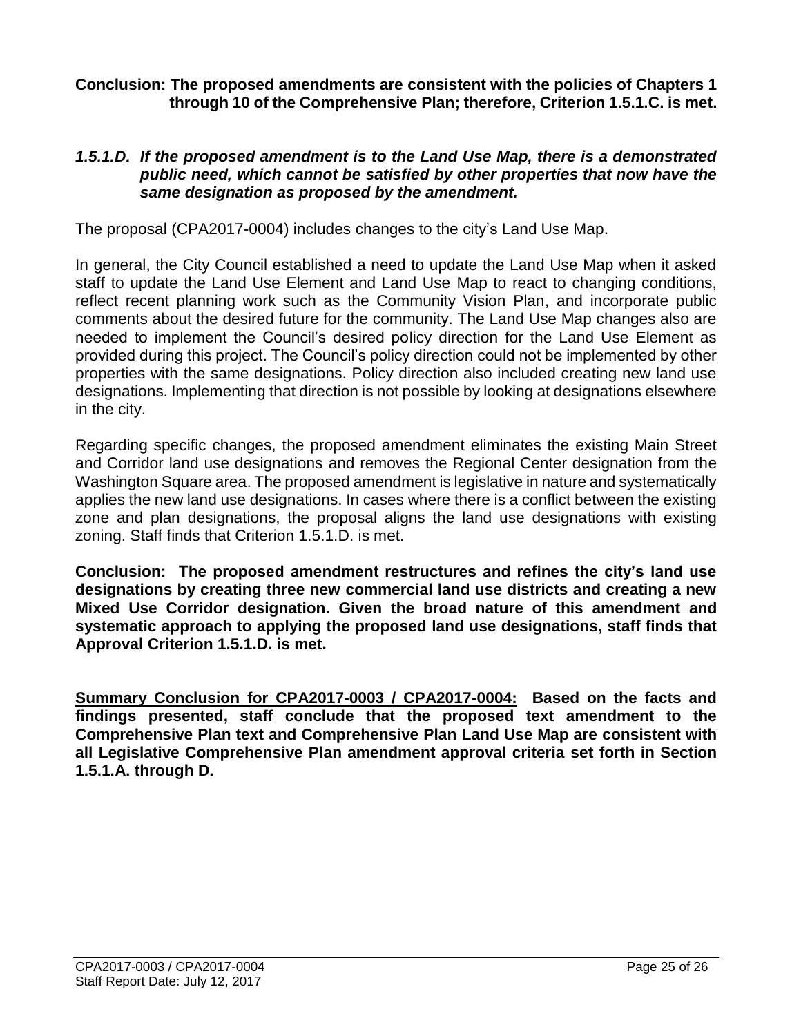**Conclusion: The proposed amendments are consistent with the policies of Chapters 1 through 10 of the Comprehensive Plan; therefore, Criterion 1.5.1.C. is met.**

### *1.5.1.D. If the proposed amendment is to the Land Use Map, there is a demonstrated public need, which cannot be satisfied by other properties that now have the same designation as proposed by the amendment.*

The proposal (CPA2017-0004) includes changes to the city's Land Use Map.

In general, the City Council established a need to update the Land Use Map when it asked staff to update the Land Use Element and Land Use Map to react to changing conditions, reflect recent planning work such as the Community Vision Plan, and incorporate public comments about the desired future for the community. The Land Use Map changes also are needed to implement the Council's desired policy direction for the Land Use Element as provided during this project. The Council's policy direction could not be implemented by other properties with the same designations. Policy direction also included creating new land use designations. Implementing that direction is not possible by looking at designations elsewhere in the city.

Regarding specific changes, the proposed amendment eliminates the existing Main Street and Corridor land use designations and removes the Regional Center designation from the Washington Square area. The proposed amendment is legislative in nature and systematically applies the new land use designations. In cases where there is a conflict between the existing zone and plan designations, the proposal aligns the land use designations with existing zoning. Staff finds that Criterion 1.5.1.D. is met.

**Conclusion: The proposed amendment restructures and refines the city's land use designations by creating three new commercial land use districts and creating a new Mixed Use Corridor designation. Given the broad nature of this amendment and systematic approach to applying the proposed land use designations, staff finds that Approval Criterion 1.5.1.D. is met.**

**<u>Summary Conclusion for CPA2017-0003 / CPA2017-0004:</u> Based on the facts and findings presented, staff conclude that the proposed text amendment to the Comprehensive Plan text and Comprehensive Plan Land Use Map are consistent with all Legislative Comprehensive Plan amendment approval criteria set forth in Section 1.5.1.A. through D.**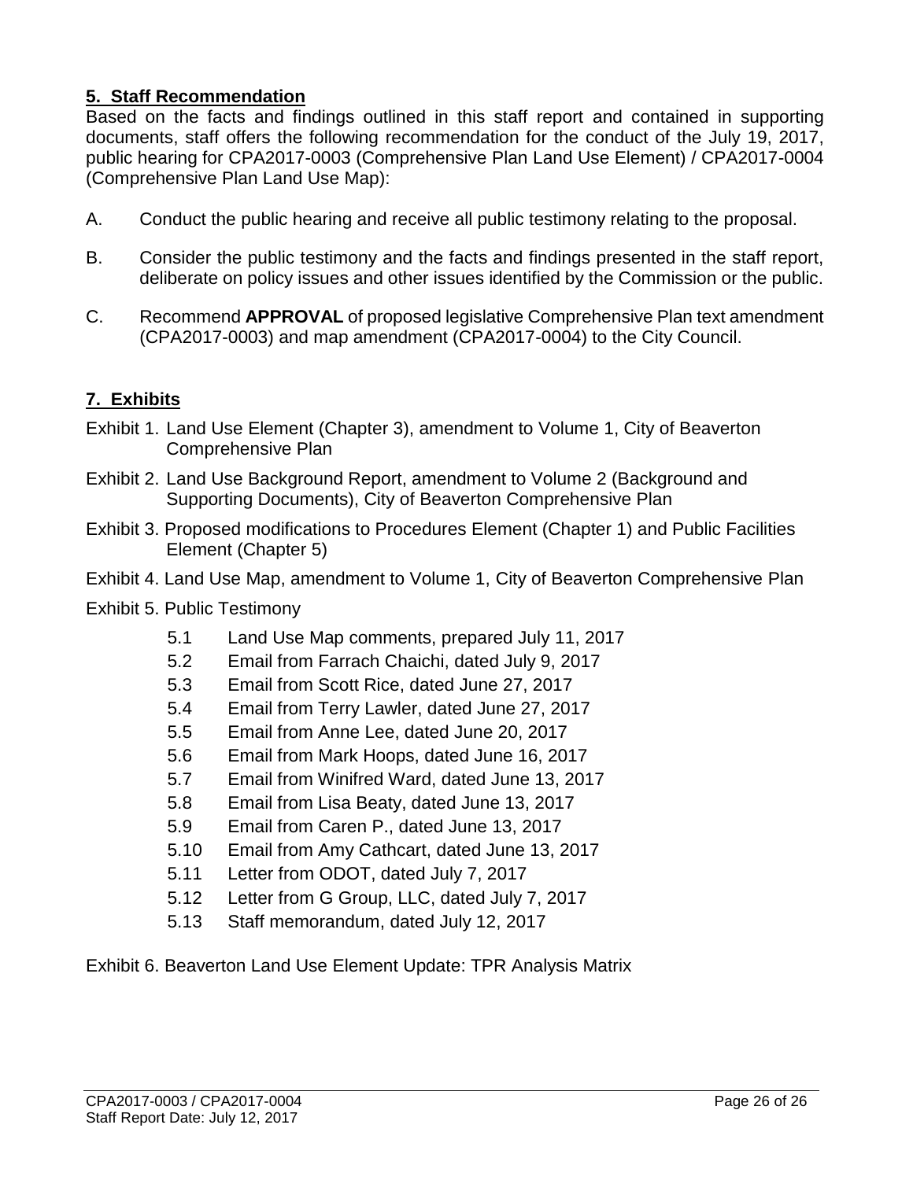## 5. Staff Recommendation

Based on the facts and findings outlined in this staff report and contained in supporting documents, staff offers the following recommendation for the conduct of the July 19, 2017, public hearing for CPA2017-0003 (Comprehensive Plan Land Use Element) / CPA2017-0004 (Comprehensive Plan Land Use Map):

A. Conduct the public hearing and receive all public testimony relating to the proposal.

B. Consider the public testimony and the facts and findings presented in the staff report, deliberate on policy issues and other issues identified by the Commission or the public.

C. Recommend **APPROVAL** of proposed legislative Comprehensive Plan text amendment (CPA2017-0003) and map amendment (CPA2017-0004) to the City Council.

## 7. Exhibits

Exhibit 1. Land Use Element (Chapter 3), amendment to Volume 1, City of Beaverton Comprehensive Plan

Exhibit 2. Land Use Background Report, amendment to Volume 2 (Background and Supporting Documents), City of Beaverton Comprehensive Plan

Exhibit 3. Proposed modifications to Procedures Element (Chapter 1) and Public Facilities Element (Chapter 5)

Exhibit 4. Land Use Map, amendment to Volume 1, City of Beaverton Comprehensive Plan

Exhibit 5. Public Testimony

- 5.1 Land Use Map comments, prepared July 11, 2017
- 5.2 Email from Farrach Chaichi, dated July 9, 2017
- 5.3 Email from Scott Rice, dated June 27, 2017
- 5.4 Email from Terry Lawler, dated June 27, 2017
- 5.5 Email from Anne Lee, dated June 20, 2017
- 5.6 Email from Mark Hoops, dated June 16, 2017
- 5.7 Email from Winifred Ward, dated June 13, 2017
- 5.8 Email from Lisa Beaty, dated June 13, 2017
- 5.9 Email from Caren P., dated June 13, 2017
- 5.10 Email from Amy Cathcart, dated June 13, 2017
- 5.11 Letter from ODOT, dated July 7, 2017
- 5.12 Letter from G Group, LLC, dated July 7, 2017
- 5.13 Staff memorandum, dated July 12, 2017

Exhibit 6. Beaverton Land Use Element Update: TPR Analysis Matrix